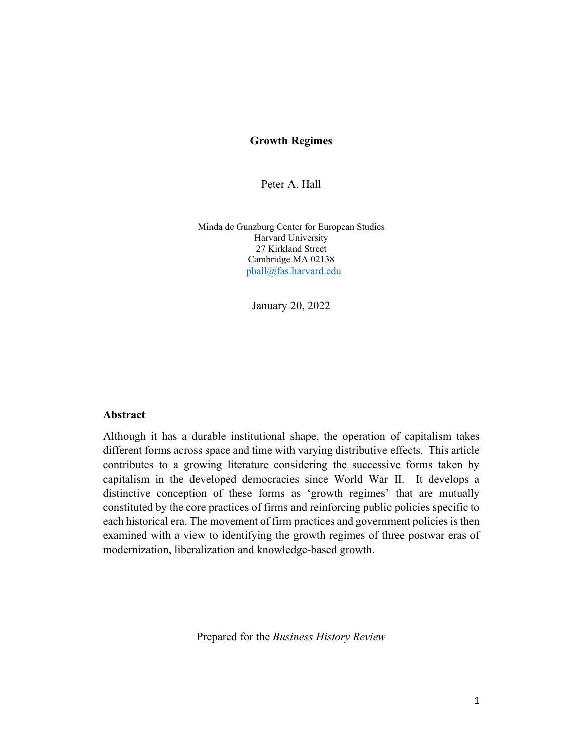# Growth Regimes

Peter A. Hall

Minda de Gunzburg Center for European Studies
Harvard University
27 Kirkland Street
Cambridge MA 02138
phall@fas.harvard.edu

January 20, 2022

## Abstract

Although it has a durable institutional shape, the operation of capitalism takes different forms across space and time with varying distributive effects. This article contributes to a growing literature considering the successive forms taken by capitalism in the developed democracies since World War II. It develops a distinctive conception of these forms as 'growth regimes' that are mutually constituted by the core practices of firms and reinforcing public policies specific to each historical era. The movement of firm practices and government policies is then examined with a view to identifying the growth regimes of three postwar eras of modernization, liberalization and knowledge-based growth.

Prepared for the *Business History Review*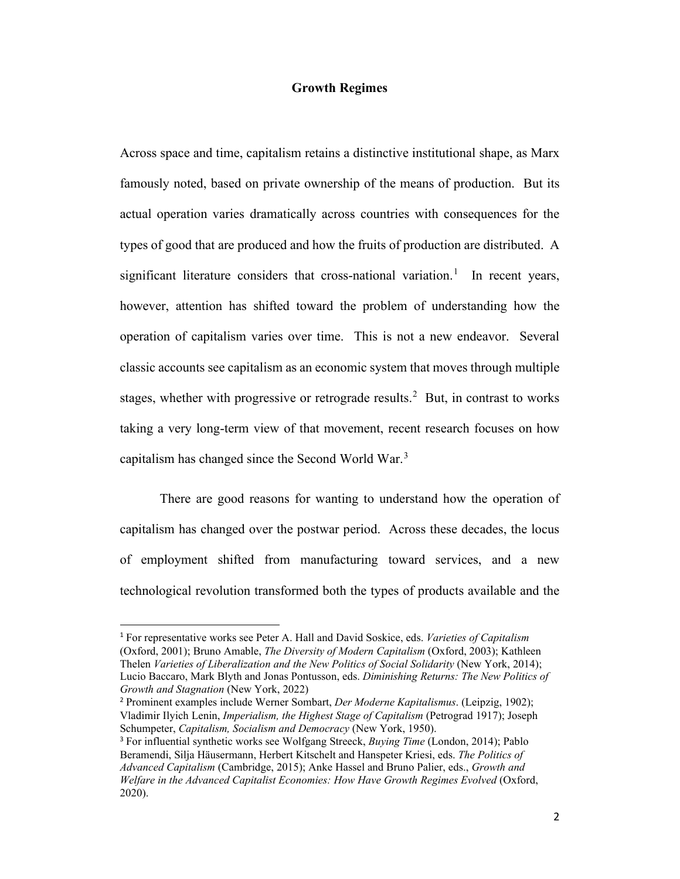# Growth Regimes

Across space and time, capitalism retains a distinctive institutional shape, as Marx famously noted, based on private ownership of the means of production. But its actual operation varies dramatically across countries with consequences for the types of good that are produced and how the fruits of production are distributed. A significant literature considers that cross-national variation.[1] In recent years, however, attention has shifted toward the problem of understanding how the operation of capitalism varies over time. This is not a new endeavor. Several classic accounts see capitalism as an economic system that moves through multiple stages, whether with progressive or retrograde results.[2] But, in contrast to works taking a very long-term view of that movement, recent research focuses on how capitalism has changed since the Second World War.[3]

There are good reasons for wanting to understand how the operation of capitalism has changed over the postwar period. Across these decades, the locus of employment shifted from manufacturing toward services, and a new technological revolution transformed both the types of products available and the

---

[1] For representative works see Peter A. Hall and David Soskice, eds. *Varieties of Capitalism* (Oxford, 2001); Bruno Amable, *The Diversity of Modern Capitalism* (Oxford, 2003); Kathleen Thelen *Varieties of Liberalization and the New Politics of Social Solidarity* (New York, 2014); Lucio Baccaro, Mark Blyth and Jonas Pontusson, eds. *Diminishing Returns: The New Politics of Growth and Stagnation* (New York, 2022)

[2] Prominent examples include Werner Sombart, *Der Moderne Kapitalismus*. (Leipzig, 1902); Vladimir Ilyich Lenin, *Imperialism, the Highest Stage of Capitalism* (Petrograd 1917); Joseph Schumpeter, *Capitalism, Socialism and Democracy* (New York, 1950).

[3] For influential synthetic works see Wolfgang Streeck, *Buying Time* (London, 2014); Pablo Beramendi, Silja Häusermann, Herbert Kitschelt and Hanspeter Kriesi, eds. *The Politics of Advanced Capitalism* (Cambridge, 2015); Anke Hassel and Bruno Palier, eds., *Growth and Welfare in the Advanced Capitalist Economies: How Have Growth Regimes Evolved* (Oxford, 2020).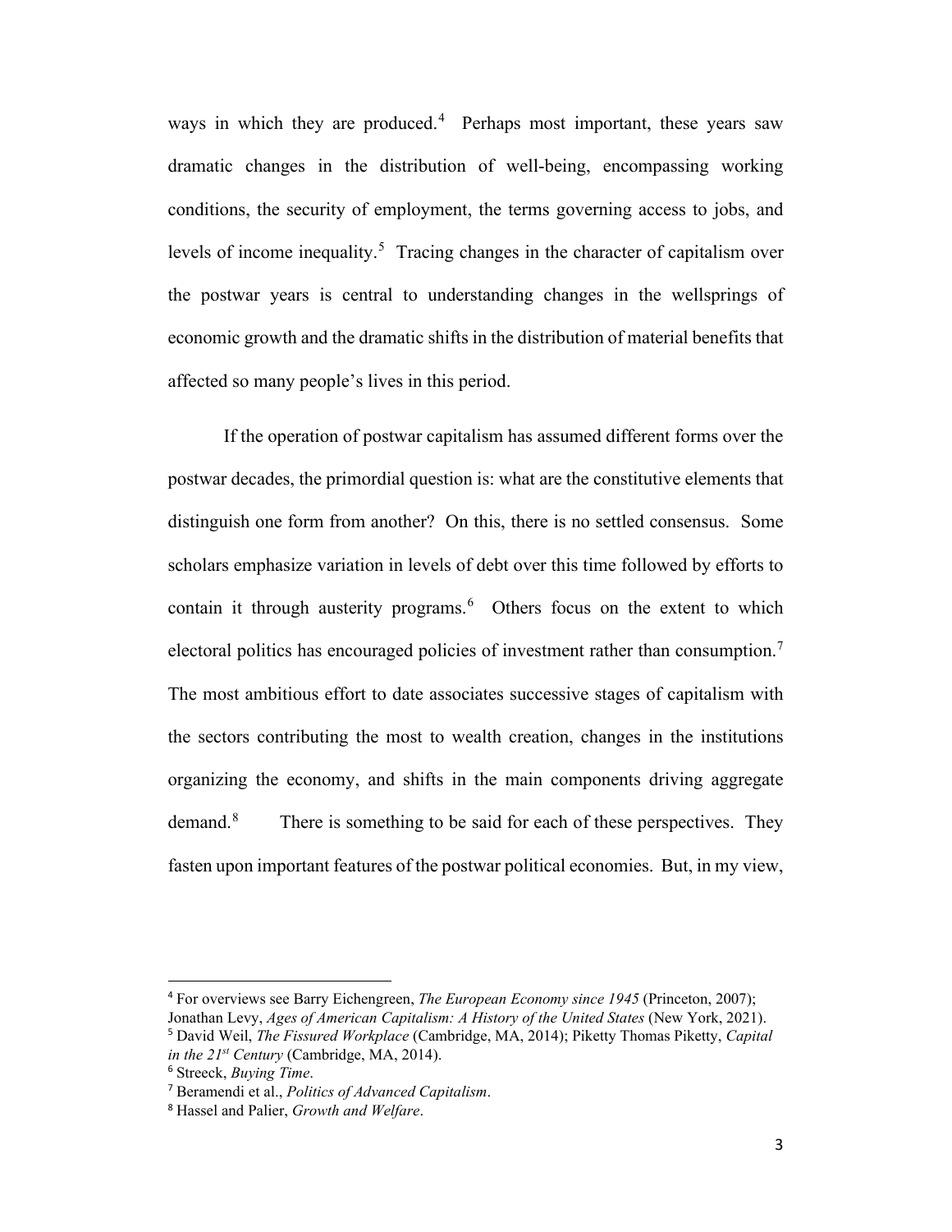ways in which they are produced.[4] Perhaps most important, these years saw dramatic changes in the distribution of well-being, encompassing working conditions, the security of employment, the terms governing access to jobs, and levels of income inequality.[5] Tracing changes in the character of capitalism over the postwar years is central to understanding changes in the wellsprings of economic growth and the dramatic shifts in the distribution of material benefits that affected so many people's lives in this period.

If the operation of postwar capitalism has assumed different forms over the postwar decades, the primordial question is: what are the constitutive elements that distinguish one form from another? On this, there is no settled consensus. Some scholars emphasize variation in levels of debt over this time followed by efforts to contain it through austerity programs.[6] Others focus on the extent to which electoral politics has encouraged policies of investment rather than consumption.[7] The most ambitious effort to date associates successive stages of capitalism with the sectors contributing the most to wealth creation, changes in the institutions organizing the economy, and shifts in the main components driving aggregate demand.[8] There is something to be said for each of these perspectives. They fasten upon important features of the postwar political economies. But, in my view,

---

[4] For overviews see Barry Eichengreen, *The European Economy since 1945* (Princeton, 2007); Jonathan Levy, *Ages of American Capitalism: A History of the United States* (New York, 2021).

[5] David Weil, *The Fissured Workplace* (Cambridge, MA, 2014); Piketty Thomas Piketty, *Capital in the 21st Century* (Cambridge, MA, 2014).

[6] Streeck, *Buying Time*.

[7] Beramendi et al., *Politics of Advanced Capitalism*.

[8] Hassel and Palier, *Growth and Welfare*.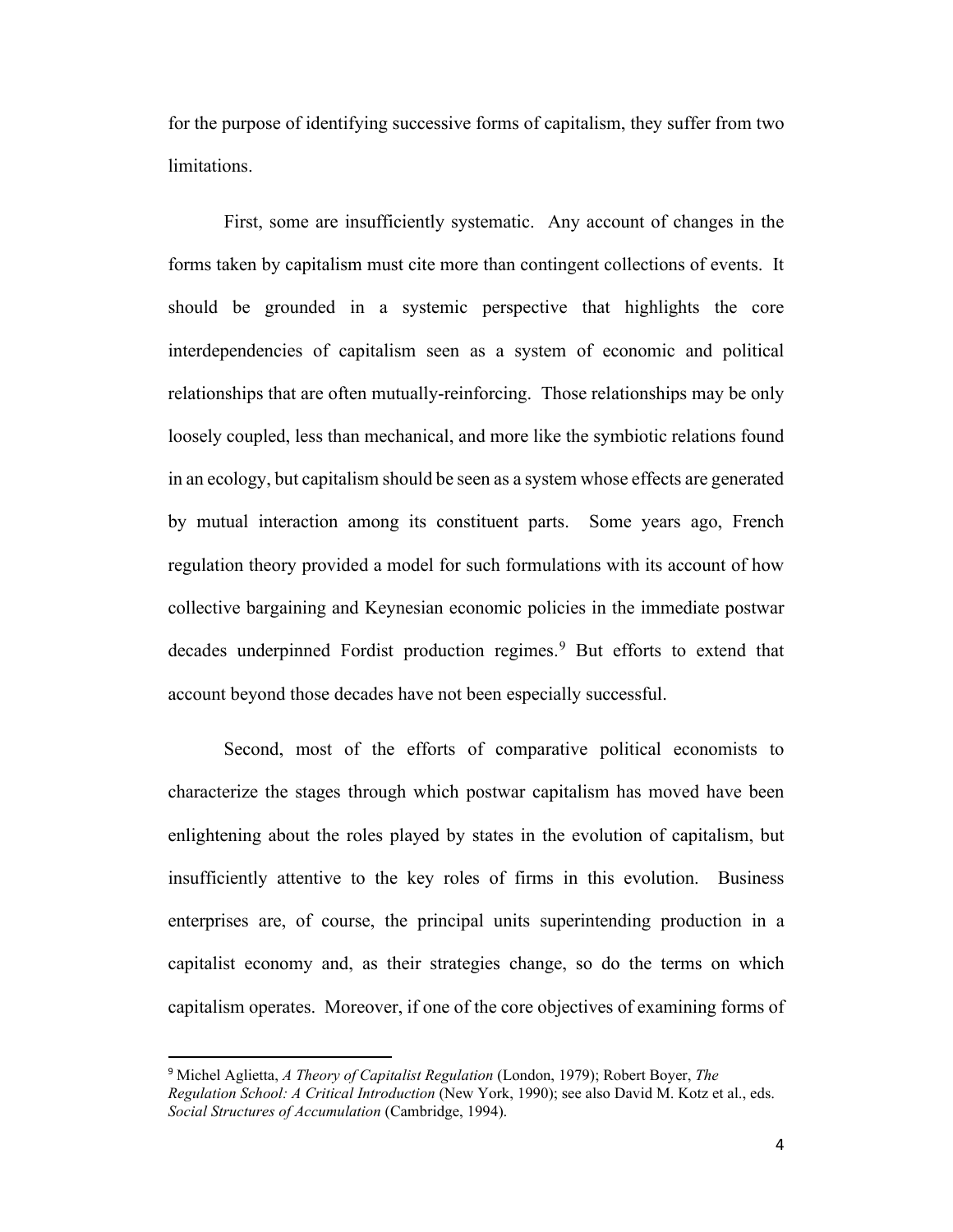for the purpose of identifying successive forms of capitalism, they suffer from two limitations.

First, some are insufficiently systematic. Any account of changes in the forms taken by capitalism must cite more than contingent collections of events. It should be grounded in a systemic perspective that highlights the core interdependencies of capitalism seen as a system of economic and political relationships that are often mutually-reinforcing. Those relationships may be only loosely coupled, less than mechanical, and more like the symbiotic relations found in an ecology, but capitalism should be seen as a system whose effects are generated by mutual interaction among its constituent parts. Some years ago, French regulation theory provided a model for such formulations with its account of how collective bargaining and Keynesian economic policies in the immediate postwar decades underpinned Fordist production regimes.[9] But efforts to extend that account beyond those decades have not been especially successful.

Second, most of the efforts of comparative political economists to characterize the stages through which postwar capitalism has moved have been enlightening about the roles played by states in the evolution of capitalism, but insufficiently attentive to the key roles of firms in this evolution. Business enterprises are, of course, the principal units superintending production in a capitalist economy and, as their strategies change, so do the terms on which capitalism operates. Moreover, if one of the core objectives of examining forms of

---

[9] Michel Aglietta, *A Theory of Capitalist Regulation* (London, 1979); Robert Boyer, *The Regulation School: A Critical Introduction* (New York, 1990); see also David M. Kotz et al., eds. *Social Structures of Accumulation* (Cambridge, 1994).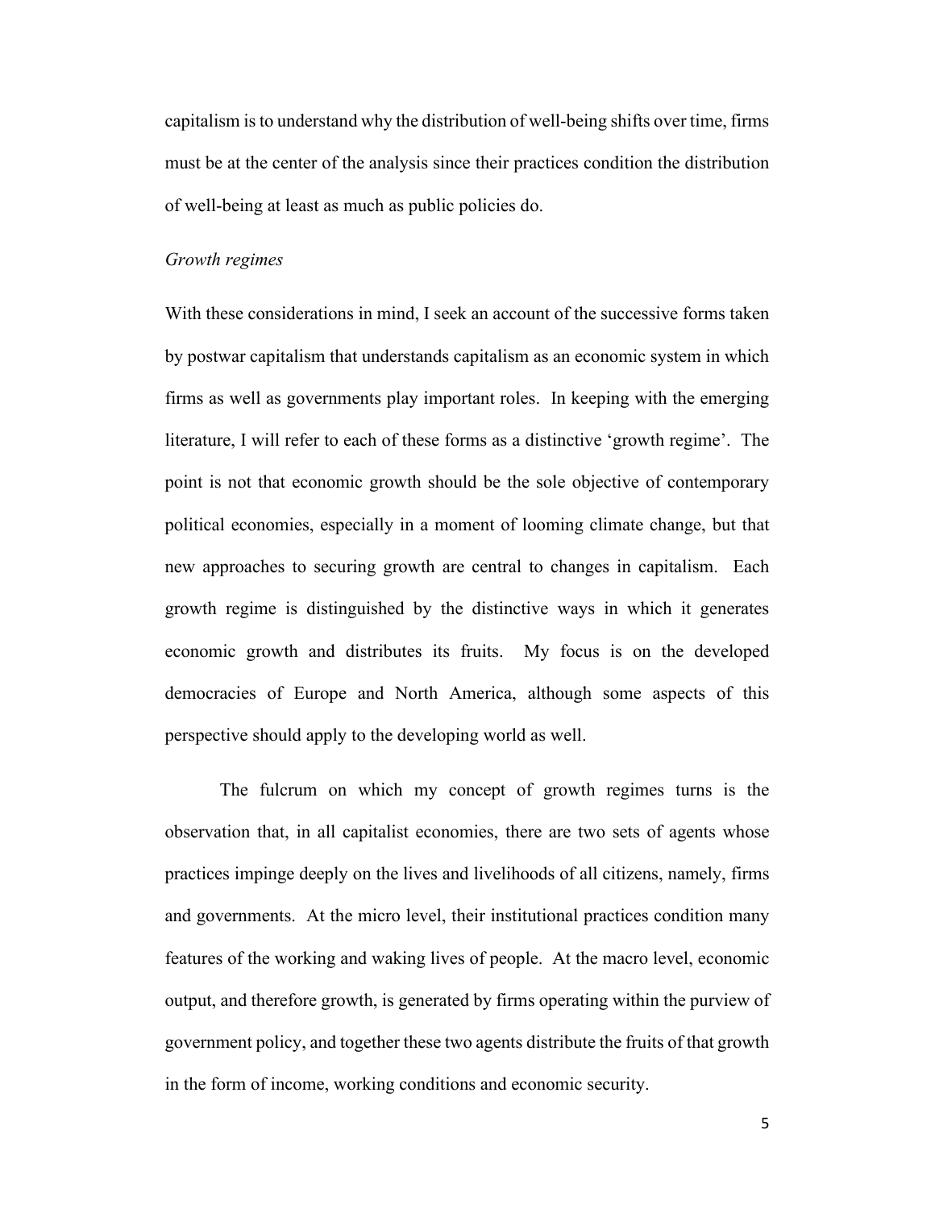capitalism is to understand why the distribution of well-being shifts over time, firms must be at the center of the analysis since their practices condition the distribution of well-being at least as much as public policies do.

*Growth regimes*

With these considerations in mind, I seek an account of the successive forms taken by postwar capitalism that understands capitalism as an economic system in which firms as well as governments play important roles. In keeping with the emerging literature, I will refer to each of these forms as a distinctive 'growth regime'. The point is not that economic growth should be the sole objective of contemporary political economies, especially in a moment of looming climate change, but that new approaches to securing growth are central to changes in capitalism. Each growth regime is distinguished by the distinctive ways in which it generates economic growth and distributes its fruits. My focus is on the developed democracies of Europe and North America, although some aspects of this perspective should apply to the developing world as well.

The fulcrum on which my concept of growth regimes turns is the observation that, in all capitalist economies, there are two sets of agents whose practices impinge deeply on the lives and livelihoods of all citizens, namely, firms and governments. At the micro level, their institutional practices condition many features of the working and waking lives of people. At the macro level, economic output, and therefore growth, is generated by firms operating within the purview of government policy, and together these two agents distribute the fruits of that growth in the form of income, working conditions and economic security.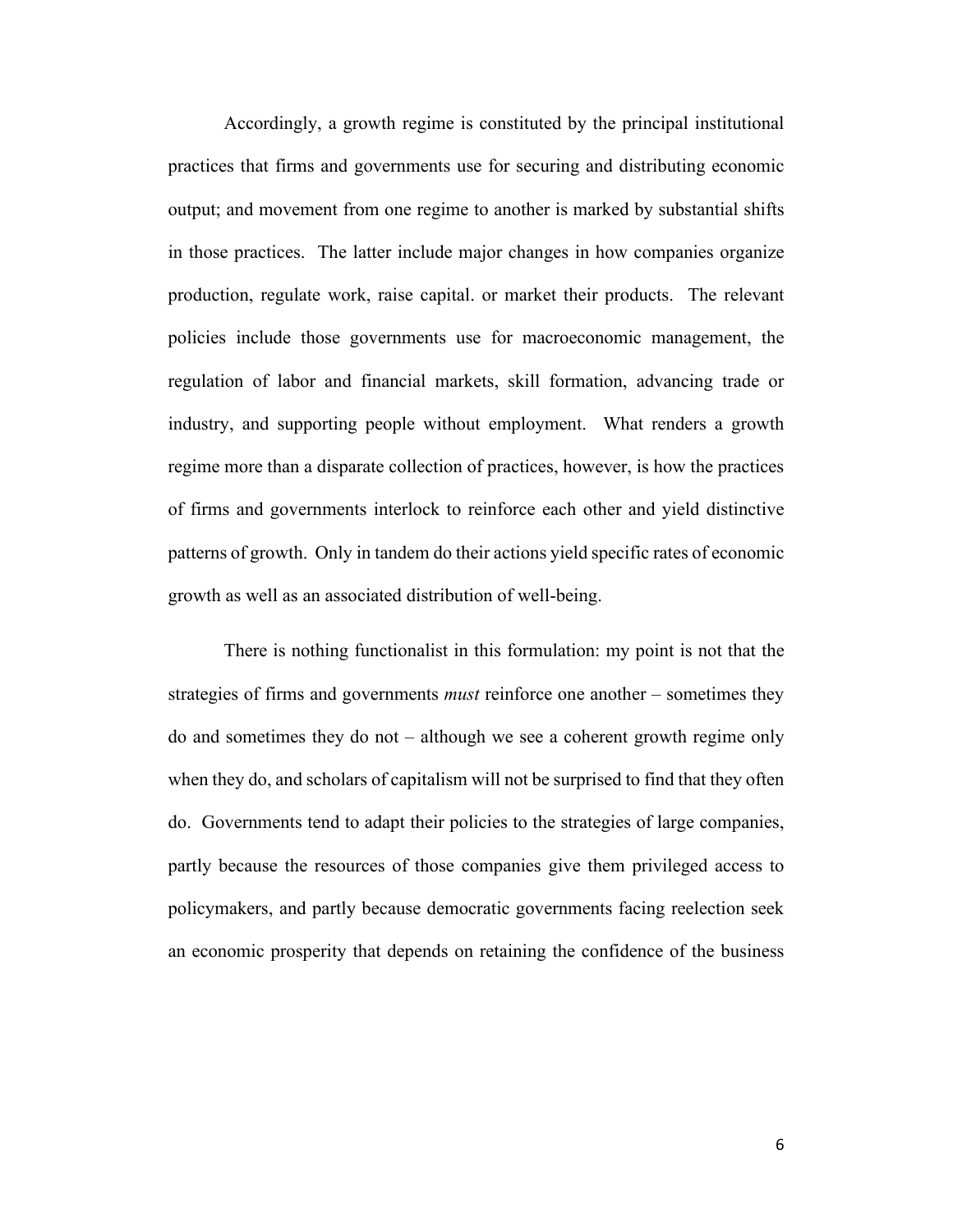Accordingly, a growth regime is constituted by the principal institutional practices that firms and governments use for securing and distributing economic output; and movement from one regime to another is marked by substantial shifts in those practices. The latter include major changes in how companies organize production, regulate work, raise capital. or market their products. The relevant policies include those governments use for macroeconomic management, the regulation of labor and financial markets, skill formation, advancing trade or industry, and supporting people without employment. What renders a growth regime more than a disparate collection of practices, however, is how the practices of firms and governments interlock to reinforce each other and yield distinctive patterns of growth. Only in tandem do their actions yield specific rates of economic growth as well as an associated distribution of well-being.

There is nothing functionalist in this formulation: my point is not that the strategies of firms and governments *must* reinforce one another – sometimes they do and sometimes they do not – although we see a coherent growth regime only when they do, and scholars of capitalism will not be surprised to find that they often do. Governments tend to adapt their policies to the strategies of large companies, partly because the resources of those companies give them privileged access to policymakers, and partly because democratic governments facing reelection seek an economic prosperity that depends on retaining the confidence of the business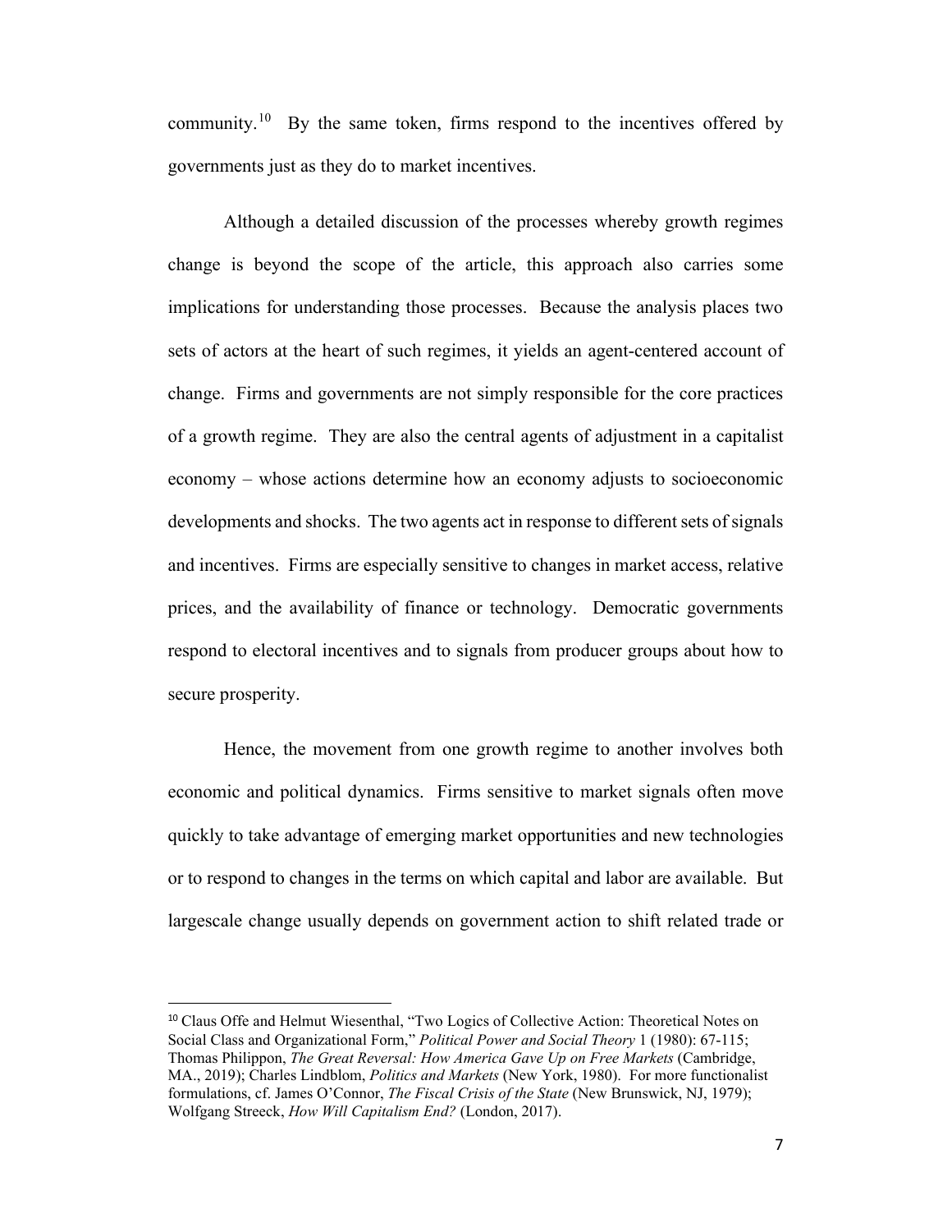community.[10] By the same token, firms respond to the incentives offered by governments just as they do to market incentives.

Although a detailed discussion of the processes whereby growth regimes change is beyond the scope of the article, this approach also carries some implications for understanding those processes. Because the analysis places two sets of actors at the heart of such regimes, it yields an agent-centered account of change. Firms and governments are not simply responsible for the core practices of a growth regime. They are also the central agents of adjustment in a capitalist economy – whose actions determine how an economy adjusts to socioeconomic developments and shocks. The two agents act in response to different sets of signals and incentives. Firms are especially sensitive to changes in market access, relative prices, and the availability of finance or technology. Democratic governments respond to electoral incentives and to signals from producer groups about how to secure prosperity.

Hence, the movement from one growth regime to another involves both economic and political dynamics. Firms sensitive to market signals often move quickly to take advantage of emerging market opportunities and new technologies or to respond to changes in the terms on which capital and labor are available. But largescale change usually depends on government action to shift related trade or

[10] Claus Offe and Helmut Wiesenthal, "Two Logics of Collective Action: Theoretical Notes on Social Class and Organizational Form," *Political Power and Social Theory* 1 (1980): 67-115; Thomas Philippon, *The Great Reversal: How America Gave Up on Free Markets* (Cambridge, MA., 2019); Charles Lindblom, *Politics and Markets* (New York, 1980). For more functionalist formulations, cf. James O'Connor, *The Fiscal Crisis of the State* (New Brunswick, NJ, 1979); Wolfgang Streeck, *How Will Capitalism End?* (London, 2017).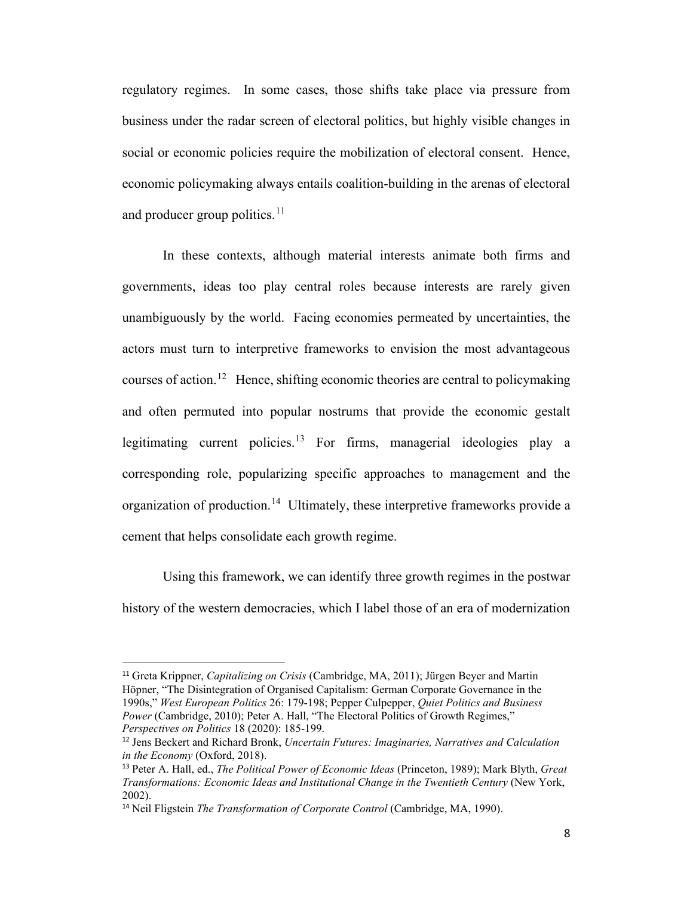regulatory regimes. In some cases, those shifts take place via pressure from business under the radar screen of electoral politics, but highly visible changes in social or economic policies require the mobilization of electoral consent. Hence, economic policymaking always entails coalition-building in the arenas of electoral and producer group politics.[11]

In these contexts, although material interests animate both firms and governments, ideas too play central roles because interests are rarely given unambiguously by the world. Facing economies permeated by uncertainties, the actors must turn to interpretive frameworks to envision the most advantageous courses of action.[12] Hence, shifting economic theories are central to policymaking and often permuted into popular nostrums that provide the economic gestalt legitimating current policies.[13] For firms, managerial ideologies play a corresponding role, popularizing specific approaches to management and the organization of production.[14] Ultimately, these interpretive frameworks provide a cement that helps consolidate each growth regime.

Using this framework, we can identify three growth regimes in the postwar history of the western democracies, which I label those of an era of modernization

---

[11] Greta Krippner, *Capitalizing on Crisis* (Cambridge, MA, 2011); Jürgen Beyer and Martin Höpner, "The Disintegration of Organised Capitalism: German Corporate Governance in the 1990s," *West European Politics* 26: 179-198; Pepper Culpepper, *Quiet Politics and Business Power* (Cambridge, 2010); Peter A. Hall, "The Electoral Politics of Growth Regimes," *Perspectives on Politics* 18 (2020): 185-199.

[12] Jens Beckert and Richard Bronk, *Uncertain Futures: Imaginaries, Narratives and Calculation in the Economy* (Oxford, 2018).

[13] Peter A. Hall, ed., *The Political Power of Economic Ideas* (Princeton, 1989); Mark Blyth, *Great Transformations: Economic Ideas and Institutional Change in the Twentieth Century* (New York, 2002).

[14] Neil Fligstein *The Transformation of Corporate Control* (Cambridge, MA, 1990).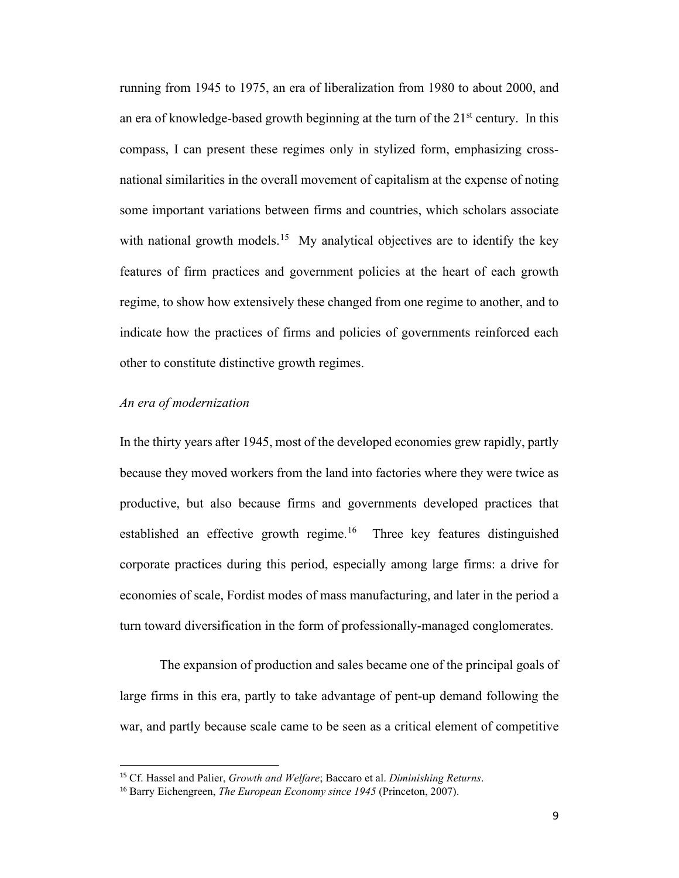running from 1945 to 1975, an era of liberalization from 1980 to about 2000, and an era of knowledge-based growth beginning at the turn of the 21st century. In this compass, I can present these regimes only in stylized form, emphasizing cross-national similarities in the overall movement of capitalism at the expense of noting some important variations between firms and countries, which scholars associate with national growth models.[15] My analytical objectives are to identify the key features of firm practices and government policies at the heart of each growth regime, to show how extensively these changed from one regime to another, and to indicate how the practices of firms and policies of governments reinforced each other to constitute distinctive growth regimes.

*An era of modernization*

In the thirty years after 1945, most of the developed economies grew rapidly, partly because they moved workers from the land into factories where they were twice as productive, but also because firms and governments developed practices that established an effective growth regime.[16] Three key features distinguished corporate practices during this period, especially among large firms: a drive for economies of scale, Fordist modes of mass manufacturing, and later in the period a turn toward diversification in the form of professionally-managed conglomerates.

The expansion of production and sales became one of the principal goals of large firms in this era, partly to take advantage of pent-up demand following the war, and partly because scale came to be seen as a critical element of competitive

[15] Cf. Hassel and Palier, *Growth and Welfare*; Baccaro et al. *Diminishing Returns*.

[16] Barry Eichengreen, *The European Economy since 1945* (Princeton, 2007).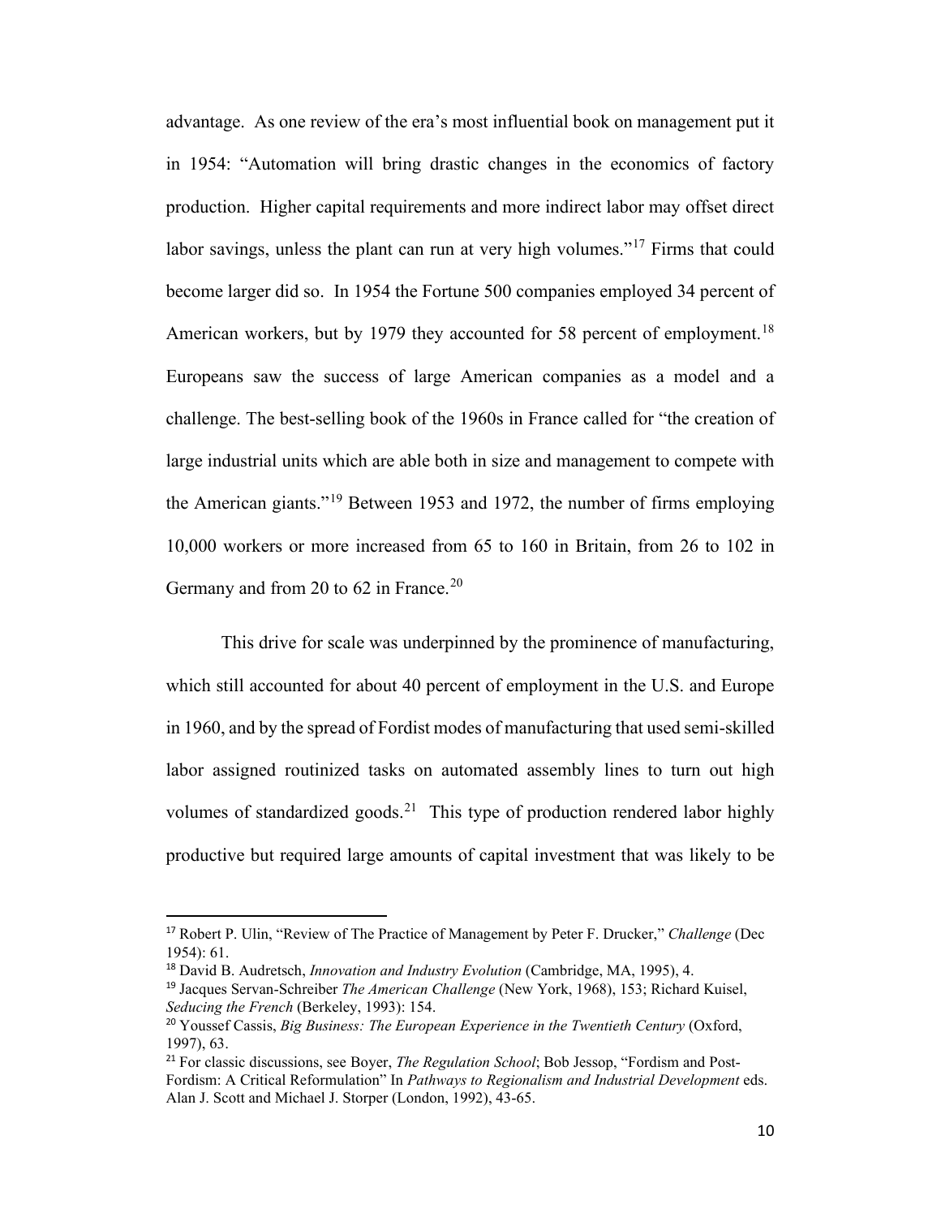advantage. As one review of the era's most influential book on management put it in 1954: "Automation will bring drastic changes in the economics of factory production. Higher capital requirements and more indirect labor may offset direct labor savings, unless the plant can run at very high volumes."[17] Firms that could become larger did so. In 1954 the Fortune 500 companies employed 34 percent of American workers, but by 1979 they accounted for 58 percent of employment.[18] Europeans saw the success of large American companies as a model and a challenge. The best-selling book of the 1960s in France called for "the creation of large industrial units which are able both in size and management to compete with the American giants."[19] Between 1953 and 1972, the number of firms employing 10,000 workers or more increased from 65 to 160 in Britain, from 26 to 102 in Germany and from 20 to 62 in France.[20]

This drive for scale was underpinned by the prominence of manufacturing, which still accounted for about 40 percent of employment in the U.S. and Europe in 1960, and by the spread of Fordist modes of manufacturing that used semi-skilled labor assigned routinized tasks on automated assembly lines to turn out high volumes of standardized goods.[21] This type of production rendered labor highly productive but required large amounts of capital investment that was likely to be

---

[17] Robert P. Ulin, "Review of The Practice of Management by Peter F. Drucker," *Challenge* (Dec 1954): 61.

[18] David B. Audretsch, *Innovation and Industry Evolution* (Cambridge, MA, 1995), 4.

[19] Jacques Servan-Schreiber *The American Challenge* (New York, 1968), 153; Richard Kuisel, *Seducing the French* (Berkeley, 1993): 154.

[20] Youssef Cassis, *Big Business: The European Experience in the Twentieth Century* (Oxford, 1997), 63.

[21] For classic discussions, see Boyer, *The Regulation School*; Bob Jessop, "Fordism and Post-Fordism: A Critical Reformulation" In *Pathways to Regionalism and Industrial Development* eds. Alan J. Scott and Michael J. Storper (London, 1992), 43-65.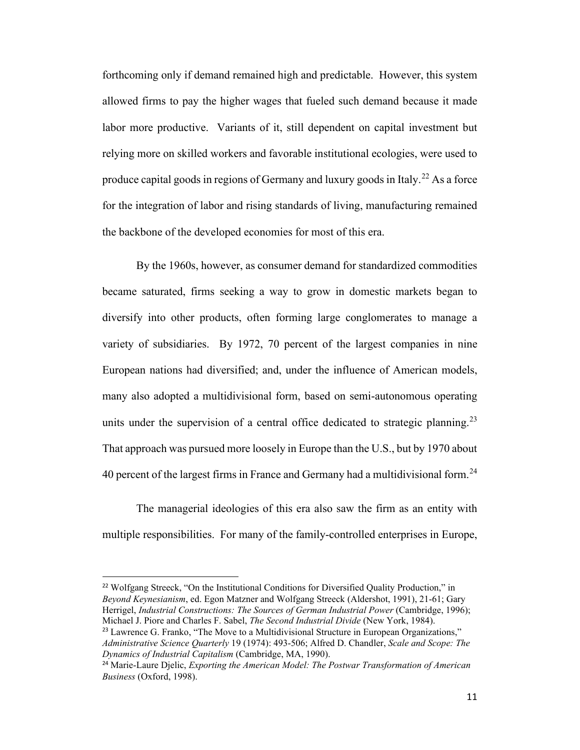forthcoming only if demand remained high and predictable. However, this system allowed firms to pay the higher wages that fueled such demand because it made labor more productive. Variants of it, still dependent on capital investment but relying more on skilled workers and favorable institutional ecologies, were used to produce capital goods in regions of Germany and luxury goods in Italy.[22] As a force for the integration of labor and rising standards of living, manufacturing remained the backbone of the developed economies for most of this era.

By the 1960s, however, as consumer demand for standardized commodities became saturated, firms seeking a way to grow in domestic markets began to diversify into other products, often forming large conglomerates to manage a variety of subsidiaries. By 1972, 70 percent of the largest companies in nine European nations had diversified; and, under the influence of American models, many also adopted a multidivisional form, based on semi-autonomous operating units under the supervision of a central office dedicated to strategic planning.[23] That approach was pursued more loosely in Europe than the U.S., but by 1970 about 40 percent of the largest firms in France and Germany had a multidivisional form.[24]

The managerial ideologies of this era also saw the firm as an entity with multiple responsibilities. For many of the family-controlled enterprises in Europe,

---

[22] Wolfgang Streeck, "On the Institutional Conditions for Diversified Quality Production," in *Beyond Keynesianism*, ed. Egon Matzner and Wolfgang Streeck (Aldershot, 1991), 21-61; Gary Herrigel, *Industrial Constructions: The Sources of German Industrial Power* (Cambridge, 1996); Michael J. Piore and Charles F. Sabel, *The Second Industrial Divide* (New York, 1984).

[23] Lawrence G. Franko, "The Move to a Multidivisional Structure in European Organizations," *Administrative Science Quarterly* 19 (1974): 493-506; Alfred D. Chandler, *Scale and Scope: The Dynamics of Industrial Capitalism* (Cambridge, MA, 1990).

[24] Marie-Laure Djelic, *Exporting the American Model: The Postwar Transformation of American Business* (Oxford, 1998).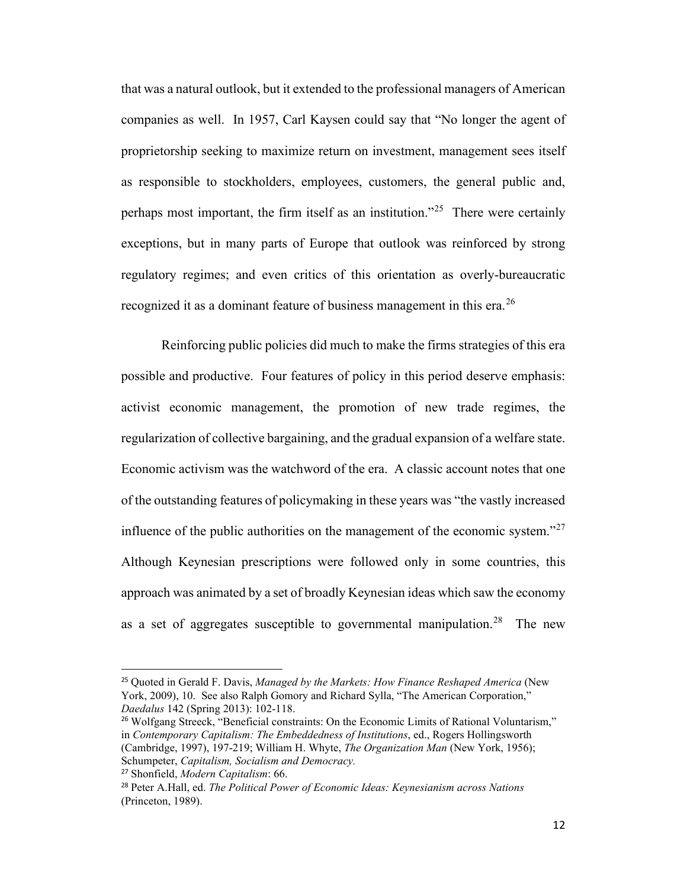that was a natural outlook, but it extended to the professional managers of American companies as well. In 1957, Carl Kaysen could say that "No longer the agent of proprietorship seeking to maximize return on investment, management sees itself as responsible to stockholders, employees, customers, the general public and, perhaps most important, the firm itself as an institution."[25] There were certainly exceptions, but in many parts of Europe that outlook was reinforced by strong regulatory regimes; and even critics of this orientation as overly-bureaucratic recognized it as a dominant feature of business management in this era.[26]

Reinforcing public policies did much to make the firms strategies of this era possible and productive. Four features of policy in this period deserve emphasis: activist economic management, the promotion of new trade regimes, the regularization of collective bargaining, and the gradual expansion of a welfare state. Economic activism was the watchword of the era. A classic account notes that one of the outstanding features of policymaking in these years was "the vastly increased influence of the public authorities on the management of the economic system."[27] Although Keynesian prescriptions were followed only in some countries, this approach was animated by a set of broadly Keynesian ideas which saw the economy as a set of aggregates susceptible to governmental manipulation.[28] The new

---

[25] Quoted in Gerald F. Davis, *Managed by the Markets: How Finance Reshaped America* (New York, 2009), 10. See also Ralph Gomory and Richard Sylla, "The American Corporation," *Daedalus* 142 (Spring 2013): 102-118.

[26] Wolfgang Streeck, "Beneficial constraints: On the Economic Limits of Rational Voluntarism," in *Contemporary Capitalism: The Embeddedness of Institutions*, ed., Rogers Hollingsworth (Cambridge, 1997), 197-219; William H. Whyte, *The Organization Man* (New York, 1956); Schumpeter, *Capitalism, Socialism and Democracy.*

[27] Shonfield, *Modern Capitalism*: 66.

[28] Peter A.Hall, ed. *The Political Power of Economic Ideas: Keynesianism across Nations* (Princeton, 1989).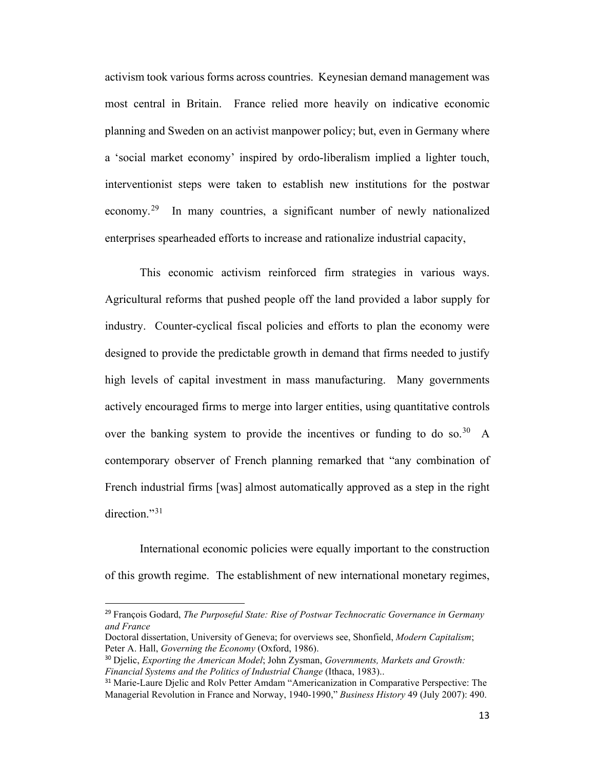activism took various forms across countries. Keynesian demand management was most central in Britain. France relied more heavily on indicative economic planning and Sweden on an activist manpower policy; but, even in Germany where a 'social market economy' inspired by ordo-liberalism implied a lighter touch, interventionist steps were taken to establish new institutions for the postwar economy.[29] In many countries, a significant number of newly nationalized enterprises spearheaded efforts to increase and rationalize industrial capacity,

This economic activism reinforced firm strategies in various ways. Agricultural reforms that pushed people off the land provided a labor supply for industry. Counter-cyclical fiscal policies and efforts to plan the economy were designed to provide the predictable growth in demand that firms needed to justify high levels of capital investment in mass manufacturing. Many governments actively encouraged firms to merge into larger entities, using quantitative controls over the banking system to provide the incentives or funding to do so.[30] A contemporary observer of French planning remarked that "any combination of French industrial firms [was] almost automatically approved as a step in the right direction."[31]

International economic policies were equally important to the construction of this growth regime. The establishment of new international monetary regimes,

---

[29] François Godard, *The Purposeful State: Rise of Postwar Technocratic Governance in Germany and France*
Doctoral dissertation, University of Geneva; for overviews see, Shonfield, *Modern Capitalism*; Peter A. Hall, *Governing the Economy* (Oxford, 1986).

[30] Djelic, *Exporting the American Model*; John Zysman, *Governments, Markets and Growth: Financial Systems and the Politics of Industrial Change* (Ithaca, 1983)..

[31] Marie-Laure Djelic and Rolv Petter Amdam "Americanization in Comparative Perspective: The Managerial Revolution in France and Norway, 1940-1990," *Business History* 49 (July 2007): 490.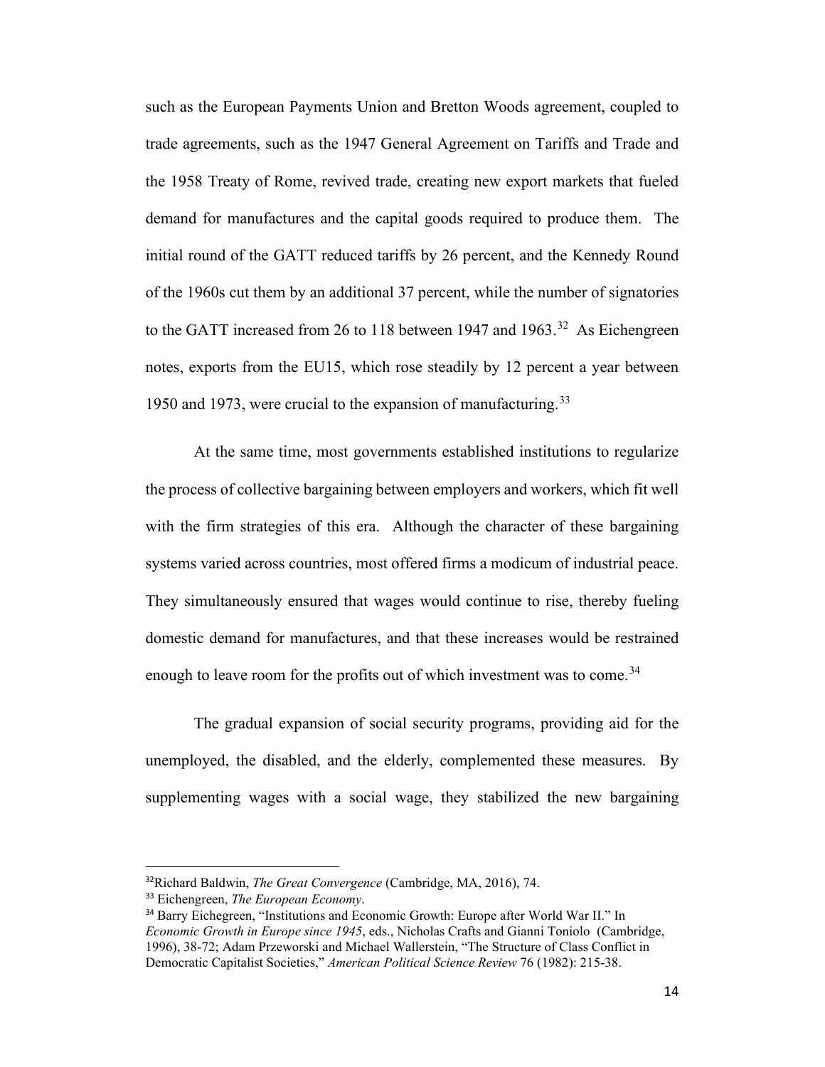such as the European Payments Union and Bretton Woods agreement, coupled to trade agreements, such as the 1947 General Agreement on Tariffs and Trade and the 1958 Treaty of Rome, revived trade, creating new export markets that fueled demand for manufactures and the capital goods required to produce them. The initial round of the GATT reduced tariffs by 26 percent, and the Kennedy Round of the 1960s cut them by an additional 37 percent, while the number of signatories to the GATT increased from 26 to 118 between 1947 and 1963.[32] As Eichengreen notes, exports from the EU15, which rose steadily by 12 percent a year between 1950 and 1973, were crucial to the expansion of manufacturing.[33]

At the same time, most governments established institutions to regularize the process of collective bargaining between employers and workers, which fit well with the firm strategies of this era. Although the character of these bargaining systems varied across countries, most offered firms a modicum of industrial peace. They simultaneously ensured that wages would continue to rise, thereby fueling domestic demand for manufactures, and that these increases would be restrained enough to leave room for the profits out of which investment was to come.[34]

The gradual expansion of social security programs, providing aid for the unemployed, the disabled, and the elderly, complemented these measures. By supplementing wages with a social wage, they stabilized the new bargaining

---

[32] Richard Baldwin, *The Great Convergence* (Cambridge, MA, 2016), 74.

[33] Eichengreen, *The European Economy*.

[34] Barry Eichegreen, "Institutions and Economic Growth: Europe after World War II." In *Economic Growth in Europe since 1945*, eds., Nicholas Crafts and Gianni Toniolo (Cambridge, 1996), 38-72; Adam Przeworski and Michael Wallerstein, "The Structure of Class Conflict in Democratic Capitalist Societies," *American Political Science Review* 76 (1982): 215-38.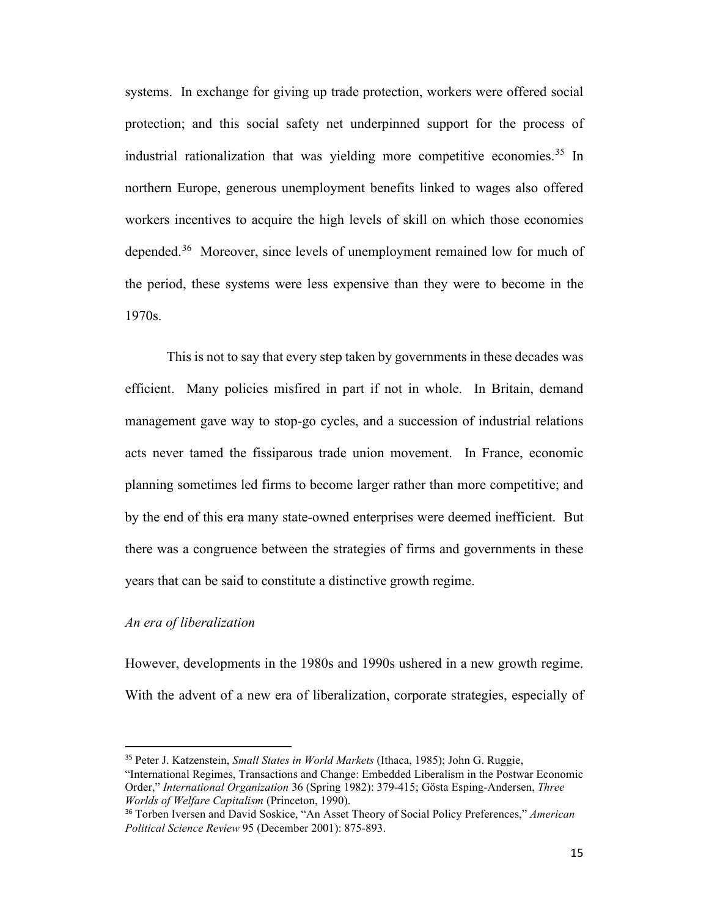systems. In exchange for giving up trade protection, workers were offered social protection; and this social safety net underpinned support for the process of industrial rationalization that was yielding more competitive economies.[35] In northern Europe, generous unemployment benefits linked to wages also offered workers incentives to acquire the high levels of skill on which those economies depended.[36] Moreover, since levels of unemployment remained low for much of the period, these systems were less expensive than they were to become in the 1970s.

This is not to say that every step taken by governments in these decades was efficient. Many policies misfired in part if not in whole. In Britain, demand management gave way to stop-go cycles, and a succession of industrial relations acts never tamed the fissiparous trade union movement. In France, economic planning sometimes led firms to become larger rather than more competitive; and by the end of this era many state-owned enterprises were deemed inefficient. But there was a congruence between the strategies of firms and governments in these years that can be said to constitute a distinctive growth regime.

*An era of liberalization*

However, developments in the 1980s and 1990s ushered in a new growth regime. With the advent of a new era of liberalization, corporate strategies, especially of

---

[35] Peter J. Katzenstein, *Small States in World Markets* (Ithaca, 1985); John G. Ruggie, "International Regimes, Transactions and Change: Embedded Liberalism in the Postwar Economic Order," *International Organization* 36 (Spring 1982): 379-415; Gösta Esping-Andersen, *Three Worlds of Welfare Capitalism* (Princeton, 1990).

[36] Torben Iversen and David Soskice, "An Asset Theory of Social Policy Preferences," *American Political Science Review* 95 (December 2001): 875-893.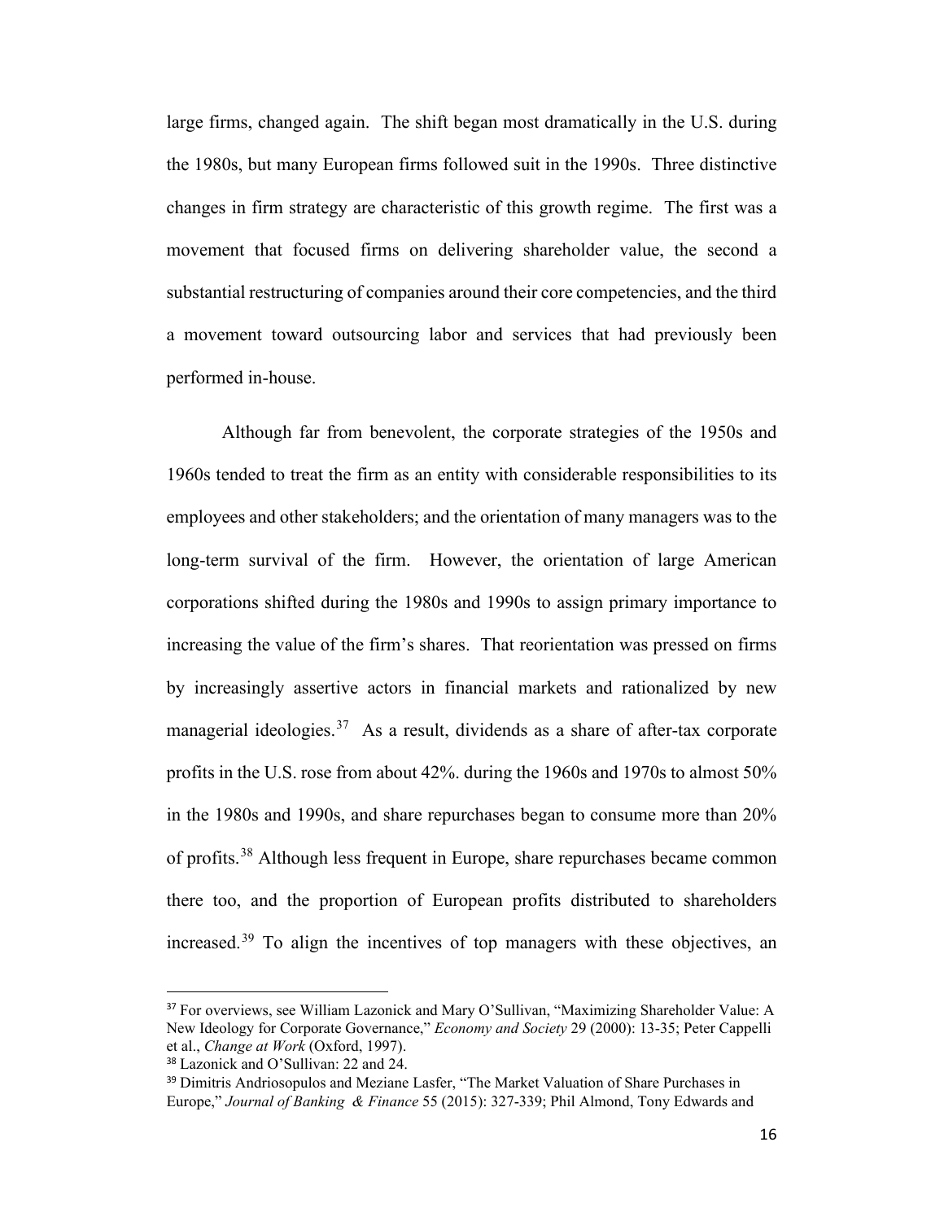large firms, changed again. The shift began most dramatically in the U.S. during the 1980s, but many European firms followed suit in the 1990s. Three distinctive changes in firm strategy are characteristic of this growth regime. The first was a movement that focused firms on delivering shareholder value, the second a substantial restructuring of companies around their core competencies, and the third a movement toward outsourcing labor and services that had previously been performed in-house.

Although far from benevolent, the corporate strategies of the 1950s and 1960s tended to treat the firm as an entity with considerable responsibilities to its employees and other stakeholders; and the orientation of many managers was to the long-term survival of the firm. However, the orientation of large American corporations shifted during the 1980s and 1990s to assign primary importance to increasing the value of the firm's shares. That reorientation was pressed on firms by increasingly assertive actors in financial markets and rationalized by new managerial ideologies.[37] As a result, dividends as a share of after-tax corporate profits in the U.S. rose from about 42%. during the 1960s and 1970s to almost 50% in the 1980s and 1990s, and share repurchases began to consume more than 20% of profits.[38] Although less frequent in Europe, share repurchases became common there too, and the proportion of European profits distributed to shareholders increased.[39] To align the incentives of top managers with these objectives, an

---

[37] For overviews, see William Lazonick and Mary O'Sullivan, "Maximizing Shareholder Value: A New Ideology for Corporate Governance," *Economy and Society* 29 (2000): 13-35; Peter Cappelli et al., *Change at Work* (Oxford, 1997).

[38] Lazonick and O'Sullivan: 22 and 24.

[39] Dimitris Andriosopulos and Meziane Lasfer, "The Market Valuation of Share Purchases in Europe," *Journal of Banking & Finance* 55 (2015): 327-339; Phil Almond, Tony Edwards and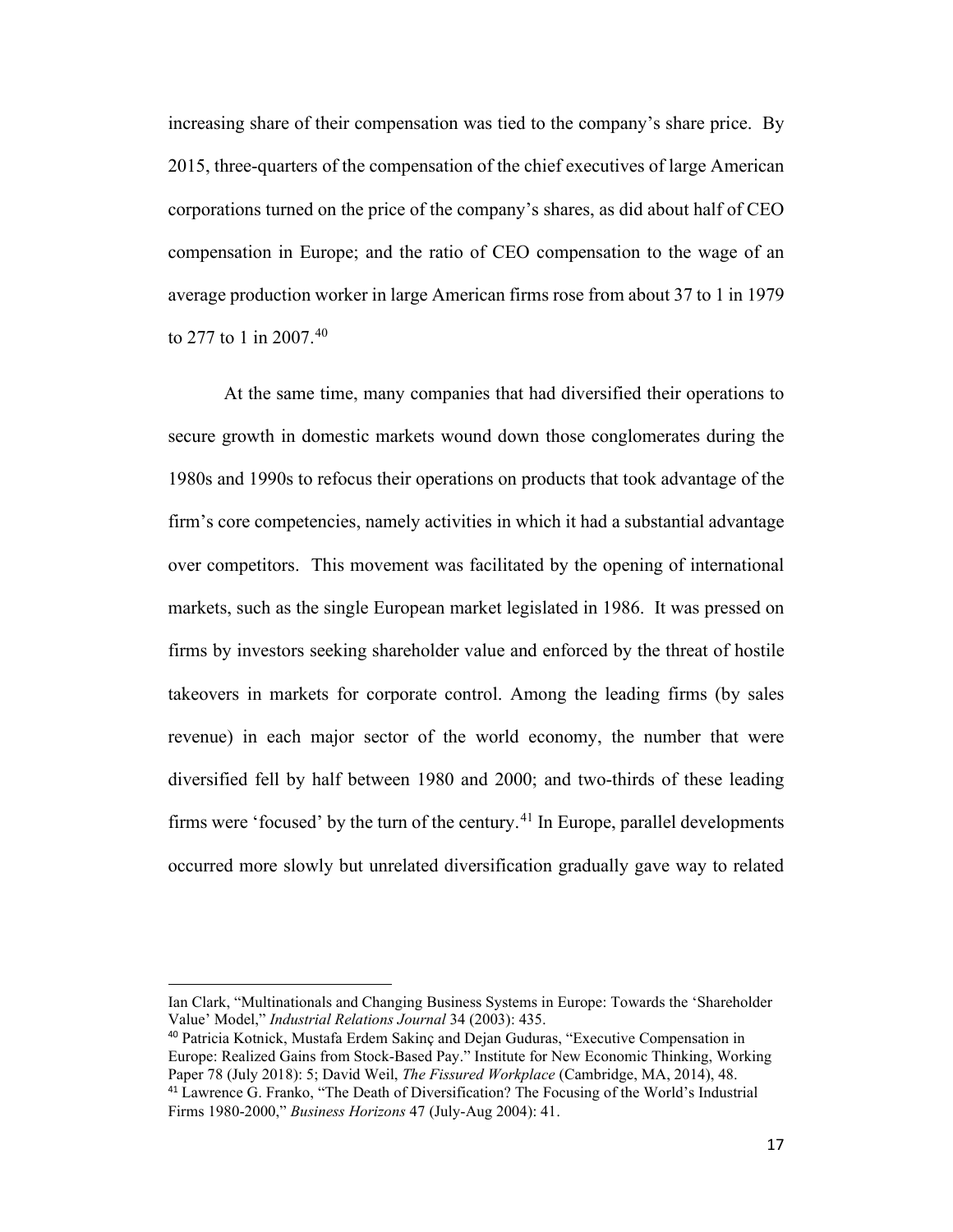increasing share of their compensation was tied to the company's share price. By 2015, three-quarters of the compensation of the chief executives of large American corporations turned on the price of the company's shares, as did about half of CEO compensation in Europe; and the ratio of CEO compensation to the wage of an average production worker in large American firms rose from about 37 to 1 in 1979 to 277 to 1 in 2007.[40]

At the same time, many companies that had diversified their operations to secure growth in domestic markets wound down those conglomerates during the 1980s and 1990s to refocus their operations on products that took advantage of the firm's core competencies, namely activities in which it had a substantial advantage over competitors. This movement was facilitated by the opening of international markets, such as the single European market legislated in 1986. It was pressed on firms by investors seeking shareholder value and enforced by the threat of hostile takeovers in markets for corporate control. Among the leading firms (by sales revenue) in each major sector of the world economy, the number that were diversified fell by half between 1980 and 2000; and two-thirds of these leading firms were 'focused' by the turn of the century.[41] In Europe, parallel developments occurred more slowly but unrelated diversification gradually gave way to related

---

Ian Clark, "Multinationals and Changing Business Systems in Europe: Towards the 'Shareholder Value' Model," *Industrial Relations Journal* 34 (2003): 435.

[40] Patricia Kotnick, Mustafa Erdem Sakinç and Dejan Guduras, "Executive Compensation in Europe: Realized Gains from Stock-Based Pay." Institute for New Economic Thinking, Working Paper 78 (July 2018): 5; David Weil, *The Fissured Workplace* (Cambridge, MA, 2014), 48.

[41] Lawrence G. Franko, "The Death of Diversification? The Focusing of the World's Industrial Firms 1980-2000," *Business Horizons* 47 (July-Aug 2004): 41.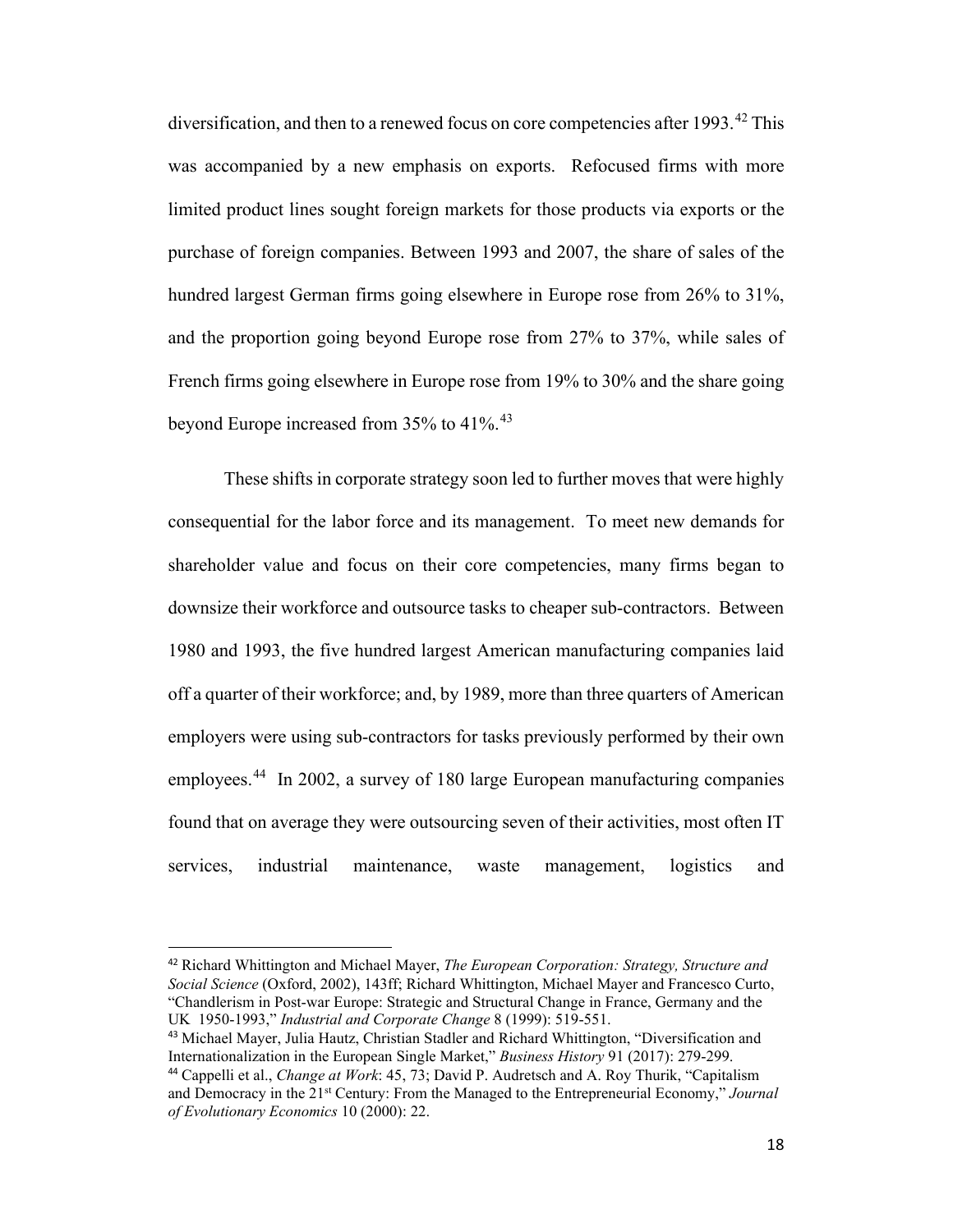diversification, and then to a renewed focus on core competencies after 1993.[42] This was accompanied by a new emphasis on exports. Refocused firms with more limited product lines sought foreign markets for those products via exports or the purchase of foreign companies. Between 1993 and 2007, the share of sales of the hundred largest German firms going elsewhere in Europe rose from 26% to 31%, and the proportion going beyond Europe rose from 27% to 37%, while sales of French firms going elsewhere in Europe rose from 19% to 30% and the share going beyond Europe increased from 35% to 41%.[43]

These shifts in corporate strategy soon led to further moves that were highly consequential for the labor force and its management. To meet new demands for shareholder value and focus on their core competencies, many firms began to downsize their workforce and outsource tasks to cheaper sub-contractors. Between 1980 and 1993, the five hundred largest American manufacturing companies laid off a quarter of their workforce; and, by 1989, more than three quarters of American employers were using sub-contractors for tasks previously performed by their own employees.[44] In 2002, a survey of 180 large European manufacturing companies found that on average they were outsourcing seven of their activities, most often IT services, industrial maintenance, waste management, logistics and

---

[42] Richard Whittington and Michael Mayer, *The European Corporation: Strategy, Structure and Social Science* (Oxford, 2002), 143ff; Richard Whittington, Michael Mayer and Francesco Curto, "Chandlerism in Post-war Europe: Strategic and Structural Change in France, Germany and the UK 1950-1993," *Industrial and Corporate Change* 8 (1999): 519-551.

[43] Michael Mayer, Julia Hautz, Christian Stadler and Richard Whittington, "Diversification and Internationalization in the European Single Market," *Business History* 91 (2017): 279-299.

[44] Cappelli et al., *Change at Work*: 45, 73; David P. Audretsch and A. Roy Thurik, "Capitalism and Democracy in the 21st Century: From the Managed to the Entrepreneurial Economy," *Journal of Evolutionary Economics* 10 (2000): 22.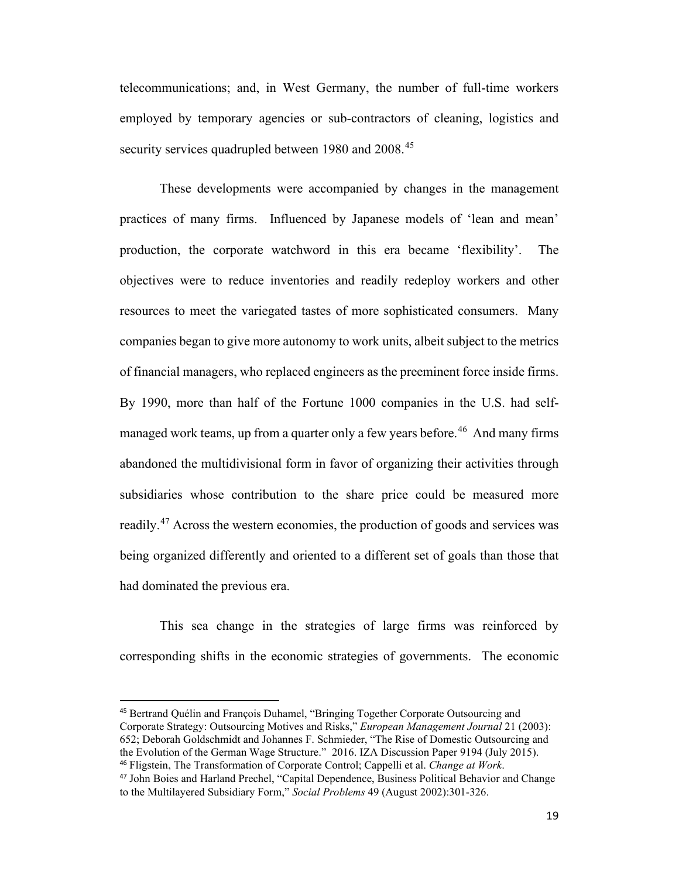telecommunications; and, in West Germany, the number of full-time workers employed by temporary agencies or sub-contractors of cleaning, logistics and security services quadrupled between 1980 and 2008.[45]

These developments were accompanied by changes in the management practices of many firms. Influenced by Japanese models of 'lean and mean' production, the corporate watchword in this era became 'flexibility'. The objectives were to reduce inventories and readily redeploy workers and other resources to meet the variegated tastes of more sophisticated consumers. Many companies began to give more autonomy to work units, albeit subject to the metrics of financial managers, who replaced engineers as the preeminent force inside firms. By 1990, more than half of the Fortune 1000 companies in the U.S. had self-managed work teams, up from a quarter only a few years before.[46] And many firms abandoned the multidivisional form in favor of organizing their activities through subsidiaries whose contribution to the share price could be measured more readily.[47] Across the western economies, the production of goods and services was being organized differently and oriented to a different set of goals than those that had dominated the previous era.

This sea change in the strategies of large firms was reinforced by corresponding shifts in the economic strategies of governments. The economic

---

[45] Bertrand Quélin and François Duhamel, "Bringing Together Corporate Outsourcing and Corporate Strategy: Outsourcing Motives and Risks," *European Management Journal* 21 (2003): 652; Deborah Goldschmidt and Johannes F. Schmieder, "The Rise of Domestic Outsourcing and the Evolution of the German Wage Structure." 2016. IZA Discussion Paper 9194 (July 2015).

[46] Fligstein, The Transformation of Corporate Control; Cappelli et al. *Change at Work*.

[47] John Boies and Harland Prechel, "Capital Dependence, Business Political Behavior and Change to the Multilayered Subsidiary Form," *Social Problems* 49 (August 2002):301-326.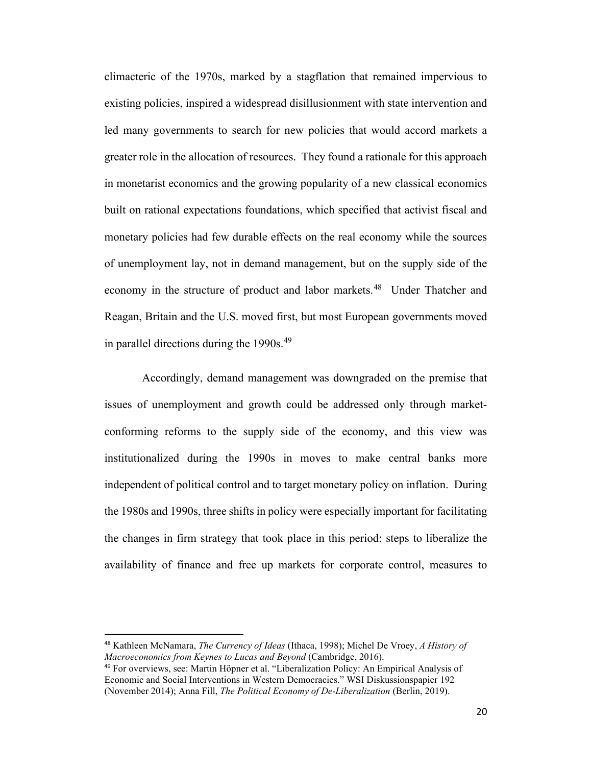climacteric of the 1970s, marked by a stagflation that remained impervious to existing policies, inspired a widespread disillusionment with state intervention and led many governments to search for new policies that would accord markets a greater role in the allocation of resources. They found a rationale for this approach in monetarist economics and the growing popularity of a new classical economics built on rational expectations foundations, which specified that activist fiscal and monetary policies had few durable effects on the real economy while the sources of unemployment lay, not in demand management, but on the supply side of the economy in the structure of product and labor markets.[48] Under Thatcher and Reagan, Britain and the U.S. moved first, but most European governments moved in parallel directions during the 1990s.[49]

Accordingly, demand management was downgraded on the premise that issues of unemployment and growth could be addressed only through market-conforming reforms to the supply side of the economy, and this view was institutionalized during the 1990s in moves to make central banks more independent of political control and to target monetary policy on inflation. During the 1980s and 1990s, three shifts in policy were especially important for facilitating the changes in firm strategy that took place in this period: steps to liberalize the availability of finance and free up markets for corporate control, measures to

---

[48] Kathleen McNamara, *The Currency of Ideas* (Ithaca, 1998); Michel De Vroey, *A History of Macroeconomics from Keynes to Lucas and Beyond* (Cambridge, 2016).

[49] For overviews, see: Martin Höpner et al. "Liberalization Policy: An Empirical Analysis of Economic and Social Interventions in Western Democracies." WSI Diskussionspapier 192 (November 2014); Anna Fill, *The Political Economy of De-Liberalization* (Berlin, 2019).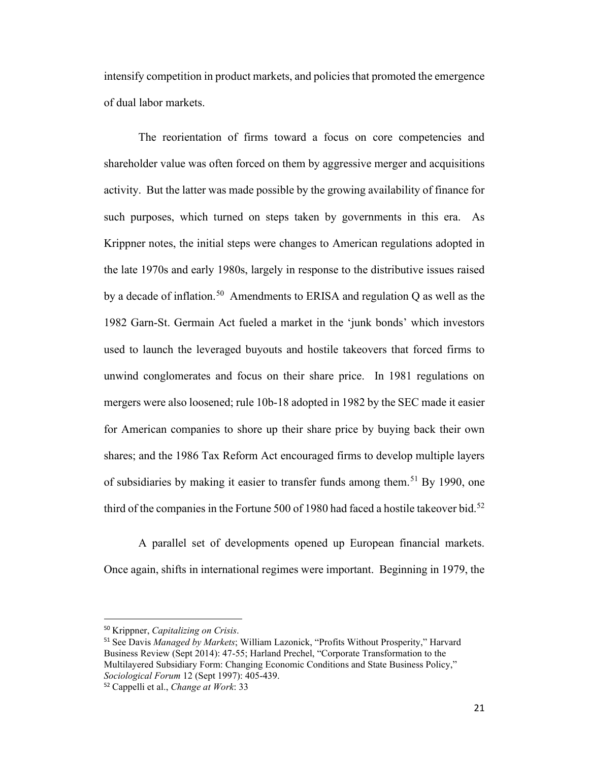intensify competition in product markets, and policies that promoted the emergence of dual labor markets.

The reorientation of firms toward a focus on core competencies and shareholder value was often forced on them by aggressive merger and acquisitions activity. But the latter was made possible by the growing availability of finance for such purposes, which turned on steps taken by governments in this era. As Krippner notes, the initial steps were changes to American regulations adopted in the late 1970s and early 1980s, largely in response to the distributive issues raised by a decade of inflation.[50] Amendments to ERISA and regulation Q as well as the 1982 Garn-St. Germain Act fueled a market in the 'junk bonds' which investors used to launch the leveraged buyouts and hostile takeovers that forced firms to unwind conglomerates and focus on their share price. In 1981 regulations on mergers were also loosened; rule 10b-18 adopted in 1982 by the SEC made it easier for American companies to shore up their share price by buying back their own shares; and the 1986 Tax Reform Act encouraged firms to develop multiple layers of subsidiaries by making it easier to transfer funds among them.[51] By 1990, one third of the companies in the Fortune 500 of 1980 had faced a hostile takeover bid.[52]

A parallel set of developments opened up European financial markets. Once again, shifts in international regimes were important. Beginning in 1979, the

---

[50] Krippner, *Capitalizing on Crisis*.

[51] See Davis *Managed by Markets*; William Lazonick, "Profits Without Prosperity," Harvard Business Review (Sept 2014): 47-55; Harland Prechel, "Corporate Transformation to the Multilayered Subsidiary Form: Changing Economic Conditions and State Business Policy," *Sociological Forum* 12 (Sept 1997): 405-439.

[52] Cappelli et al., *Change at Work*: 33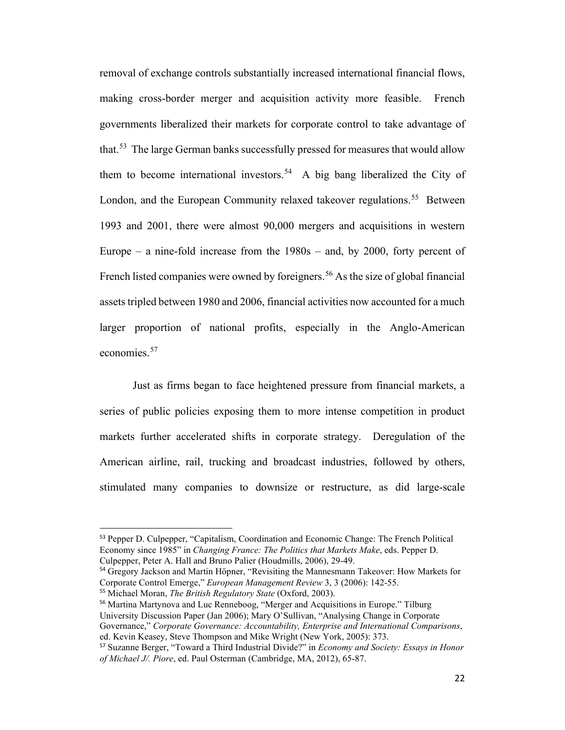removal of exchange controls substantially increased international financial flows, making cross-border merger and acquisition activity more feasible. French governments liberalized their markets for corporate control to take advantage of that.[53] The large German banks successfully pressed for measures that would allow them to become international investors.[54] A big bang liberalized the City of London, and the European Community relaxed takeover regulations.[55] Between 1993 and 2001, there were almost 90,000 mergers and acquisitions in western Europe – a nine-fold increase from the 1980s – and, by 2000, forty percent of French listed companies were owned by foreigners.[56] As the size of global financial assets tripled between 1980 and 2006, financial activities now accounted for a much larger proportion of national profits, especially in the Anglo-American economies.[57]

Just as firms began to face heightened pressure from financial markets, a series of public policies exposing them to more intense competition in product markets further accelerated shifts in corporate strategy. Deregulation of the American airline, rail, trucking and broadcast industries, followed by others, stimulated many companies to downsize or restructure, as did large-scale

---

[53] Pepper D. Culpepper, "Capitalism, Coordination and Economic Change: The French Political Economy since 1985" in *Changing France: The Politics that Markets Make*, eds. Pepper D. Culpepper, Peter A. Hall and Bruno Palier (Houdmills, 2006), 29-49.

[54] Gregory Jackson and Martin Höpner, "Revisiting the Mannesmann Takeover: How Markets for Corporate Control Emerge," *European Management Review* 3, 3 (2006): 142-55.

[55] Michael Moran, *The British Regulatory State* (Oxford, 2003).

[56] Martina Martynova and Luc Renneboog, "Merger and Acquisitions in Europe." Tilburg University Discussion Paper (Jan 2006); Mary O'Sullivan, "Analysing Change in Corporate Governance," *Corporate Governance: Accountability, Enterprise and International Comparisons*, ed. Kevin Keasey, Steve Thompson and Mike Wright (New York, 2005): 373.

[57] Suzanne Berger, "Toward a Third Industrial Divide?" in *Economy and Society: Essays in Honor of Michael J/. Piore*, ed. Paul Osterman (Cambridge, MA, 2012), 65-87.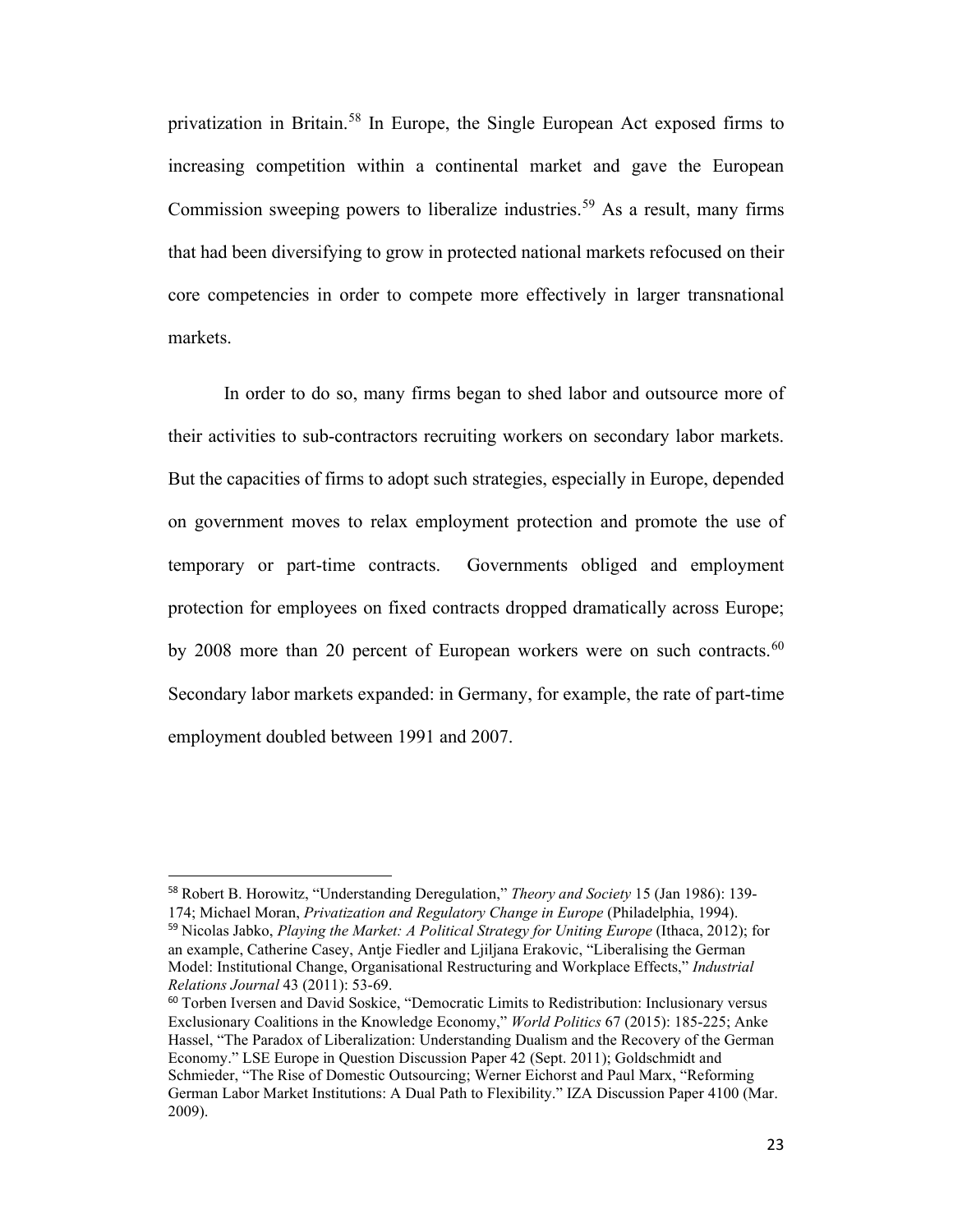privatization in Britain.[58] In Europe, the Single European Act exposed firms to increasing competition within a continental market and gave the European Commission sweeping powers to liberalize industries.[59] As a result, many firms that had been diversifying to grow in protected national markets refocused on their core competencies in order to compete more effectively in larger transnational markets.

In order to do so, many firms began to shed labor and outsource more of their activities to sub-contractors recruiting workers on secondary labor markets. But the capacities of firms to adopt such strategies, especially in Europe, depended on government moves to relax employment protection and promote the use of temporary or part-time contracts. Governments obliged and employment protection for employees on fixed contracts dropped dramatically across Europe; by 2008 more than 20 percent of European workers were on such contracts.[60] Secondary labor markets expanded: in Germany, for example, the rate of part-time employment doubled between 1991 and 2007.

---

[58] Robert B. Horowitz, "Understanding Deregulation," *Theory and Society* 15 (Jan 1986): 139-174; Michael Moran, *Privatization and Regulatory Change in Europe* (Philadelphia, 1994).

[59] Nicolas Jabko, *Playing the Market: A Political Strategy for Uniting Europe* (Ithaca, 2012); for an example, Catherine Casey, Antje Fiedler and Ljiljana Erakovic, "Liberalising the German Model: Institutional Change, Organisational Restructuring and Workplace Effects," *Industrial Relations Journal* 43 (2011): 53-69.

[60] Torben Iversen and David Soskice, "Democratic Limits to Redistribution: Inclusionary versus Exclusionary Coalitions in the Knowledge Economy," *World Politics* 67 (2015): 185-225; Anke Hassel, "The Paradox of Liberalization: Understanding Dualism and the Recovery of the German Economy." LSE Europe in Question Discussion Paper 42 (Sept. 2011); Goldschmidt and Schmieder, "The Rise of Domestic Outsourcing; Werner Eichorst and Paul Marx, "Reforming German Labor Market Institutions: A Dual Path to Flexibility." IZA Discussion Paper 4100 (Mar. 2009).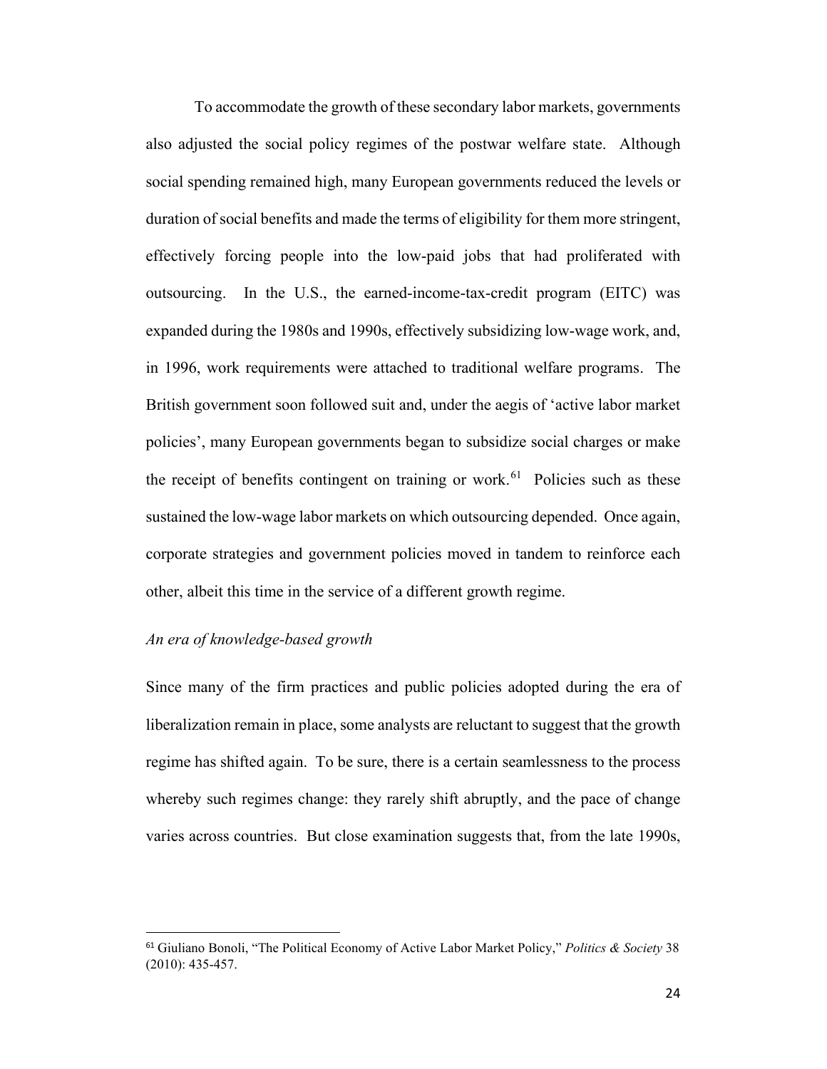To accommodate the growth of these secondary labor markets, governments also adjusted the social policy regimes of the postwar welfare state. Although social spending remained high, many European governments reduced the levels or duration of social benefits and made the terms of eligibility for them more stringent, effectively forcing people into the low-paid jobs that had proliferated with outsourcing. In the U.S., the earned-income-tax-credit program (EITC) was expanded during the 1980s and 1990s, effectively subsidizing low-wage work, and, in 1996, work requirements were attached to traditional welfare programs. The British government soon followed suit and, under the aegis of 'active labor market policies', many European governments began to subsidize social charges or make the receipt of benefits contingent on training or work.[61] Policies such as these sustained the low-wage labor markets on which outsourcing depended. Once again, corporate strategies and government policies moved in tandem to reinforce each other, albeit this time in the service of a different growth regime.

*An era of knowledge-based growth*

Since many of the firm practices and public policies adopted during the era of liberalization remain in place, some analysts are reluctant to suggest that the growth regime has shifted again. To be sure, there is a certain seamlessness to the process whereby such regimes change: they rarely shift abruptly, and the pace of change varies across countries. But close examination suggests that, from the late 1990s,

[61] Giuliano Bonoli, "The Political Economy of Active Labor Market Policy," *Politics & Society* 38 (2010): 435-457.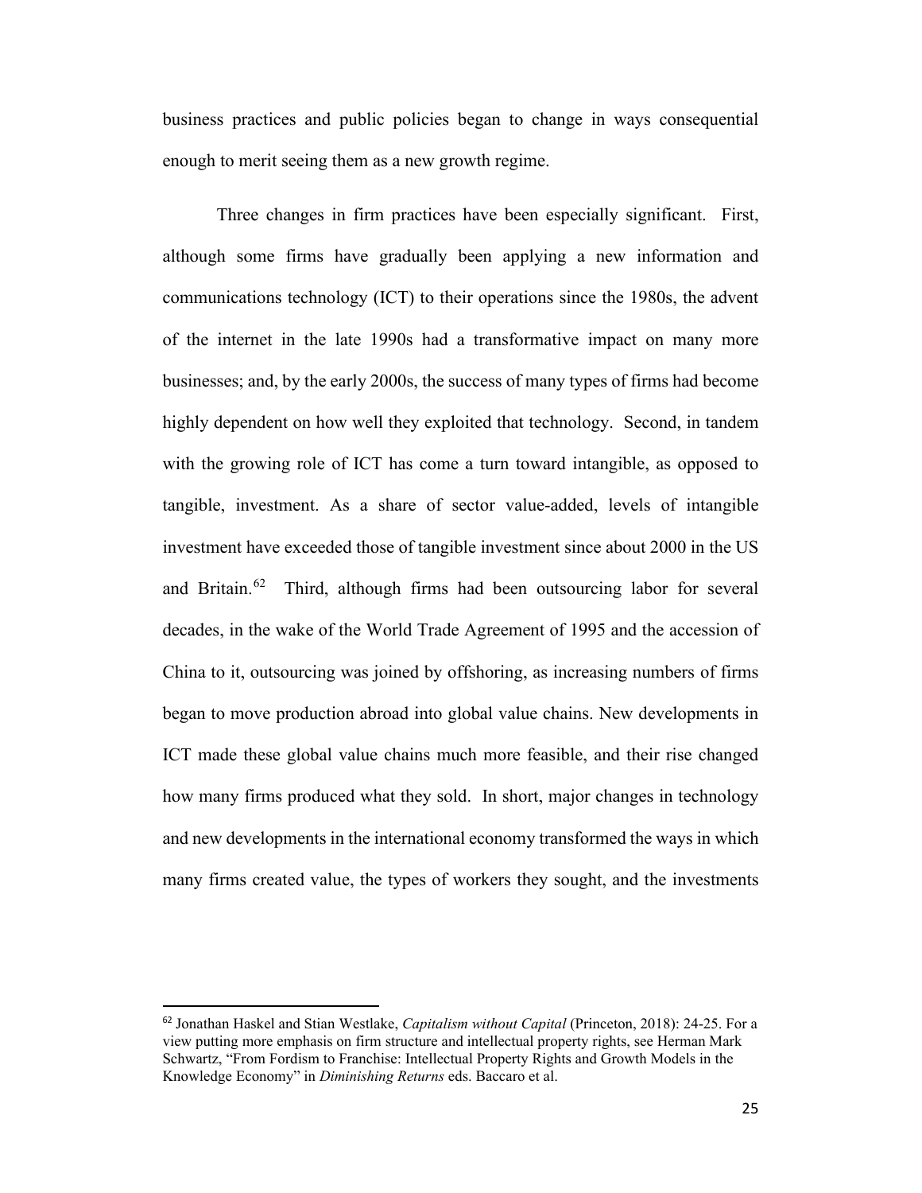business practices and public policies began to change in ways consequential enough to merit seeing them as a new growth regime.

Three changes in firm practices have been especially significant. First, although some firms have gradually been applying a new information and communications technology (ICT) to their operations since the 1980s, the advent of the internet in the late 1990s had a transformative impact on many more businesses; and, by the early 2000s, the success of many types of firms had become highly dependent on how well they exploited that technology. Second, in tandem with the growing role of ICT has come a turn toward intangible, as opposed to tangible, investment. As a share of sector value-added, levels of intangible investment have exceeded those of tangible investment since about 2000 in the US and Britain.[62] Third, although firms had been outsourcing labor for several decades, in the wake of the World Trade Agreement of 1995 and the accession of China to it, outsourcing was joined by offshoring, as increasing numbers of firms began to move production abroad into global value chains. New developments in ICT made these global value chains much more feasible, and their rise changed how many firms produced what they sold. In short, major changes in technology and new developments in the international economy transformed the ways in which many firms created value, the types of workers they sought, and the investments

---

[62] Jonathan Haskel and Stian Westlake, *Capitalism without Capital* (Princeton, 2018): 24-25. For a view putting more emphasis on firm structure and intellectual property rights, see Herman Mark Schwartz, "From Fordism to Franchise: Intellectual Property Rights and Growth Models in the Knowledge Economy" in *Diminishing Returns* eds. Baccaro et al.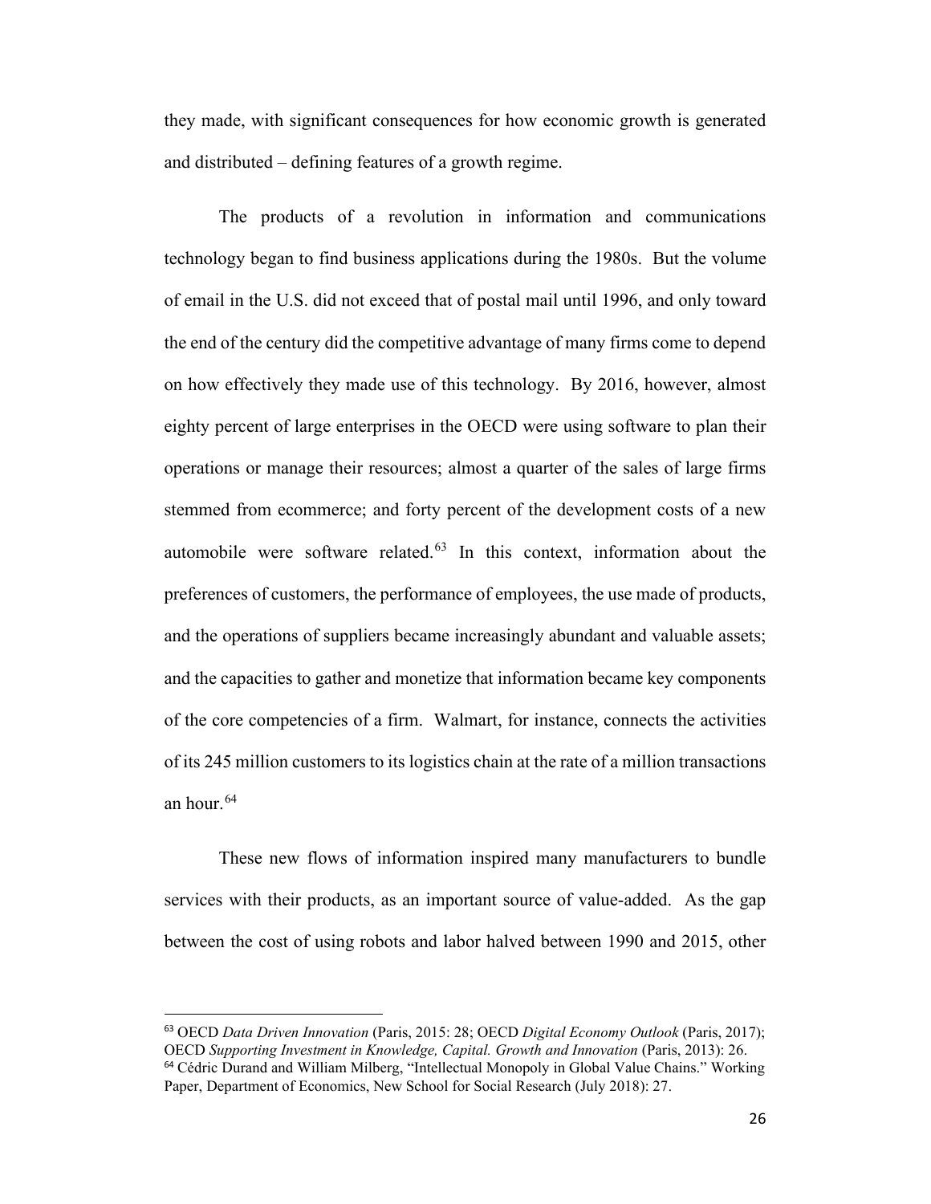they made, with significant consequences for how economic growth is generated and distributed – defining features of a growth regime.

The products of a revolution in information and communications technology began to find business applications during the 1980s. But the volume of email in the U.S. did not exceed that of postal mail until 1996, and only toward the end of the century did the competitive advantage of many firms come to depend on how effectively they made use of this technology. By 2016, however, almost eighty percent of large enterprises in the OECD were using software to plan their operations or manage their resources; almost a quarter of the sales of large firms stemmed from ecommerce; and forty percent of the development costs of a new automobile were software related.[63] In this context, information about the preferences of customers, the performance of employees, the use made of products, and the operations of suppliers became increasingly abundant and valuable assets; and the capacities to gather and monetize that information became key components of the core competencies of a firm. Walmart, for instance, connects the activities of its 245 million customers to its logistics chain at the rate of a million transactions an hour.[64]

These new flows of information inspired many manufacturers to bundle services with their products, as an important source of value-added. As the gap between the cost of using robots and labor halved between 1990 and 2015, other

---

[63] OECD *Data Driven Innovation* (Paris, 2015: 28; OECD *Digital Economy Outlook* (Paris, 2017); OECD *Supporting Investment in Knowledge, Capital. Growth and Innovation* (Paris, 2013): 26.

[64] Cédric Durand and William Milberg, "Intellectual Monopoly in Global Value Chains." Working Paper, Department of Economics, New School for Social Research (July 2018): 27.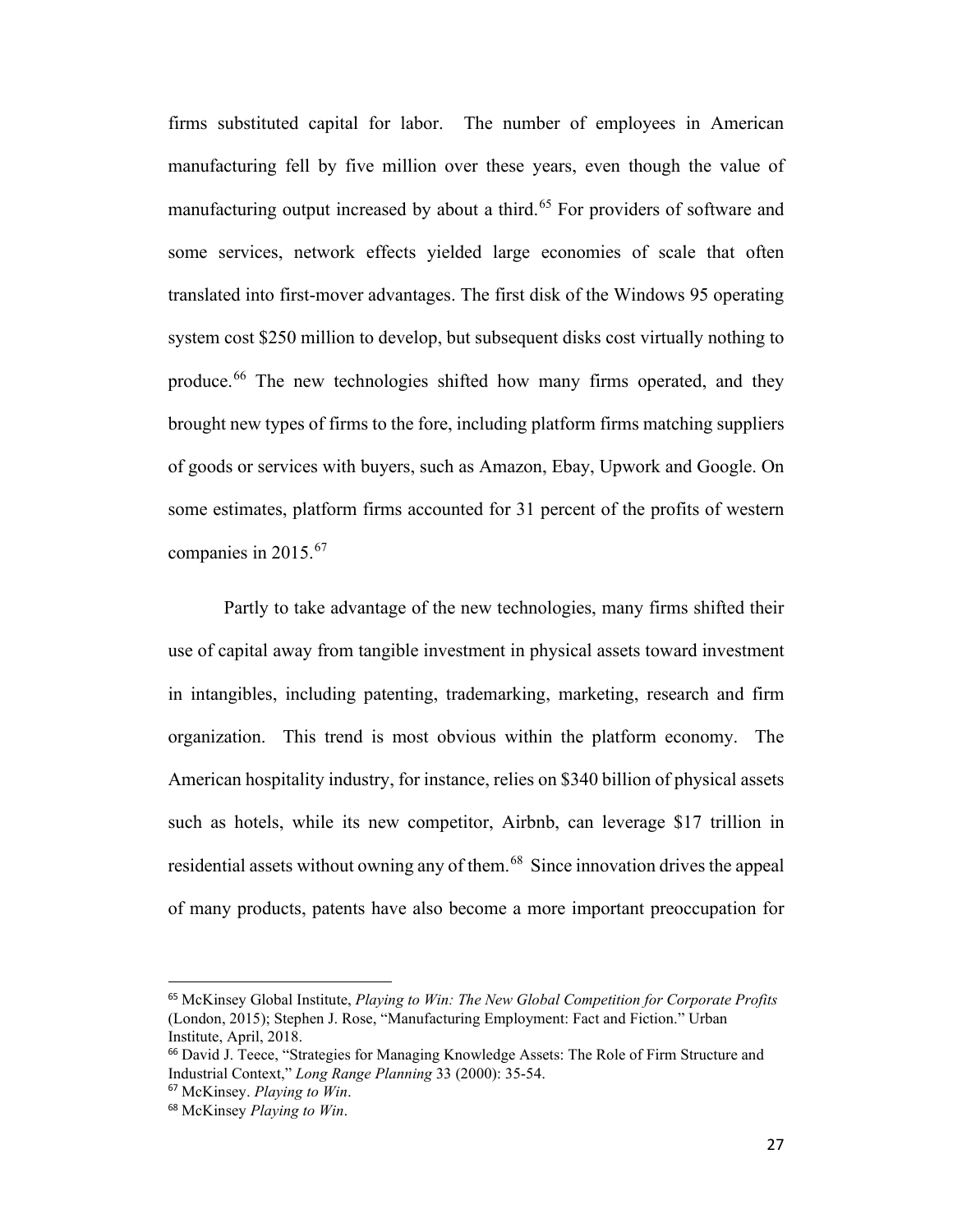firms substituted capital for labor. The number of employees in American manufacturing fell by five million over these years, even though the value of manufacturing output increased by about a third.[65] For providers of software and some services, network effects yielded large economies of scale that often translated into first-mover advantages. The first disk of the Windows 95 operating system cost $250 million to develop, but subsequent disks cost virtually nothing to produce.[66] The new technologies shifted how many firms operated, and they brought new types of firms to the fore, including platform firms matching suppliers of goods or services with buyers, such as Amazon, Ebay, Upwork and Google. On some estimates, platform firms accounted for 31 percent of the profits of western companies in 2015.[67]

Partly to take advantage of the new technologies, many firms shifted their use of capital away from tangible investment in physical assets toward investment in intangibles, including patenting, trademarking, marketing, research and firm organization. This trend is most obvious within the platform economy. The American hospitality industry, for instance, relies on $340 billion of physical assets such as hotels, while its new competitor, Airbnb, can leverage $17 trillion in residential assets without owning any of them.[68] Since innovation drives the appeal of many products, patents have also become a more important preoccupation for

---

[65] McKinsey Global Institute, *Playing to Win: The New Global Competition for Corporate Profits* (London, 2015); Stephen J. Rose, "Manufacturing Employment: Fact and Fiction." Urban Institute, April, 2018.

[66] David J. Teece, "Strategies for Managing Knowledge Assets: The Role of Firm Structure and Industrial Context," *Long Range Planning* 33 (2000): 35-54.

[67] McKinsey. *Playing to Win*.

[68] McKinsey *Playing to Win*.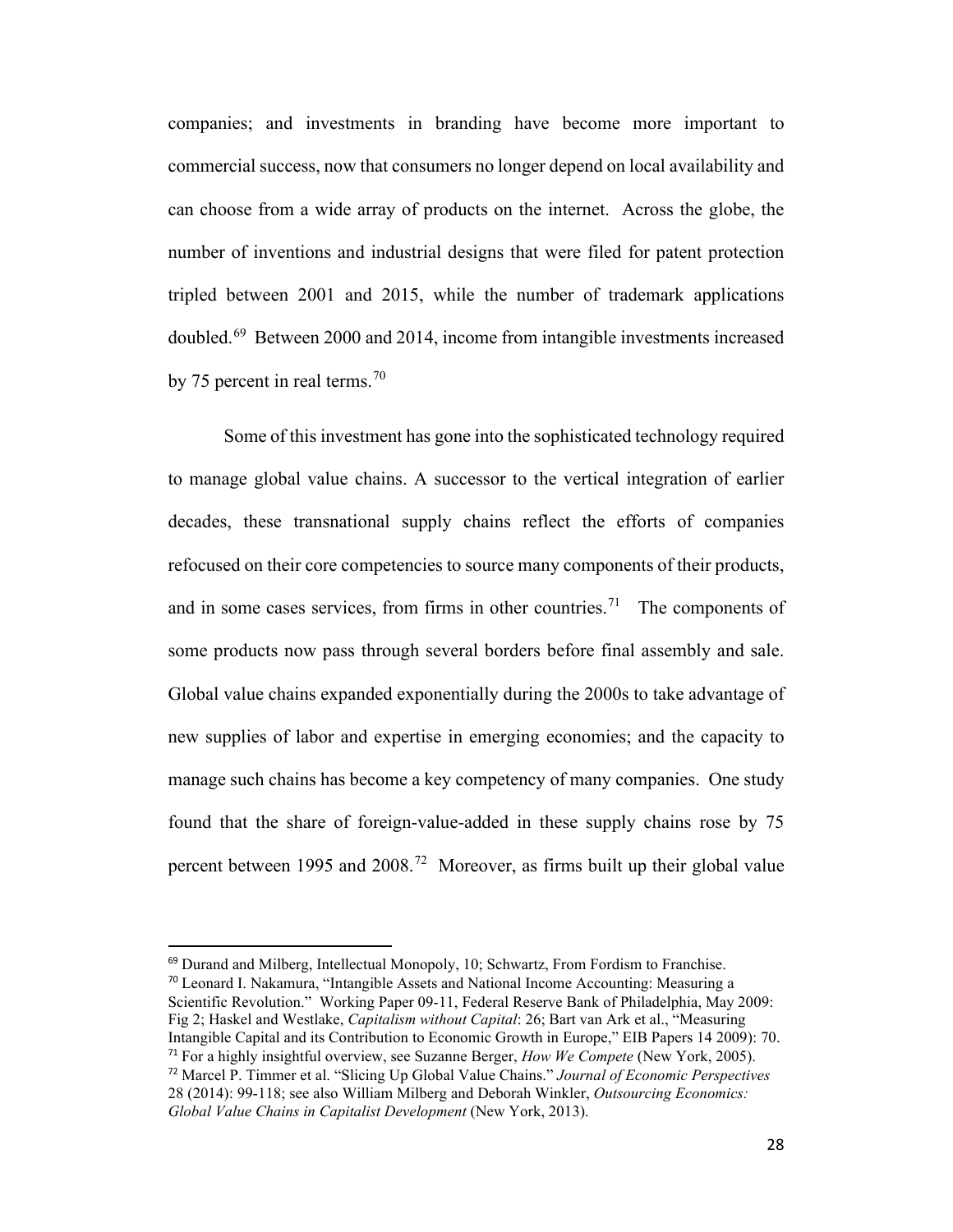companies; and investments in branding have become more important to commercial success, now that consumers no longer depend on local availability and can choose from a wide array of products on the internet. Across the globe, the number of inventions and industrial designs that were filed for patent protection tripled between 2001 and 2015, while the number of trademark applications doubled.[69] Between 2000 and 2014, income from intangible investments increased by 75 percent in real terms.[70]

Some of this investment has gone into the sophisticated technology required to manage global value chains. A successor to the vertical integration of earlier decades, these transnational supply chains reflect the efforts of companies refocused on their core competencies to source many components of their products, and in some cases services, from firms in other countries.[71] The components of some products now pass through several borders before final assembly and sale. Global value chains expanded exponentially during the 2000s to take advantage of new supplies of labor and expertise in emerging economies; and the capacity to manage such chains has become a key competency of many companies. One study found that the share of foreign-value-added in these supply chains rose by 75 percent between 1995 and 2008.[72] Moreover, as firms built up their global value

---

[69] Durand and Milberg, Intellectual Monopoly, 10; Schwartz, From Fordism to Franchise.

[70] Leonard I. Nakamura, "Intangible Assets and National Income Accounting: Measuring a Scientific Revolution." Working Paper 09-11, Federal Reserve Bank of Philadelphia, May 2009: Fig 2; Haskel and Westlake, *Capitalism without Capital*: 26; Bart van Ark et al., "Measuring Intangible Capital and its Contribution to Economic Growth in Europe," EIB Papers 14 2009): 70.

[71] For a highly insightful overview, see Suzanne Berger, *How We Compete* (New York, 2005).

[72] Marcel P. Timmer et al. "Slicing Up Global Value Chains." *Journal of Economic Perspectives* 28 (2014): 99-118; see also William Milberg and Deborah Winkler, *Outsourcing Economics: Global Value Chains in Capitalist Development* (New York, 2013).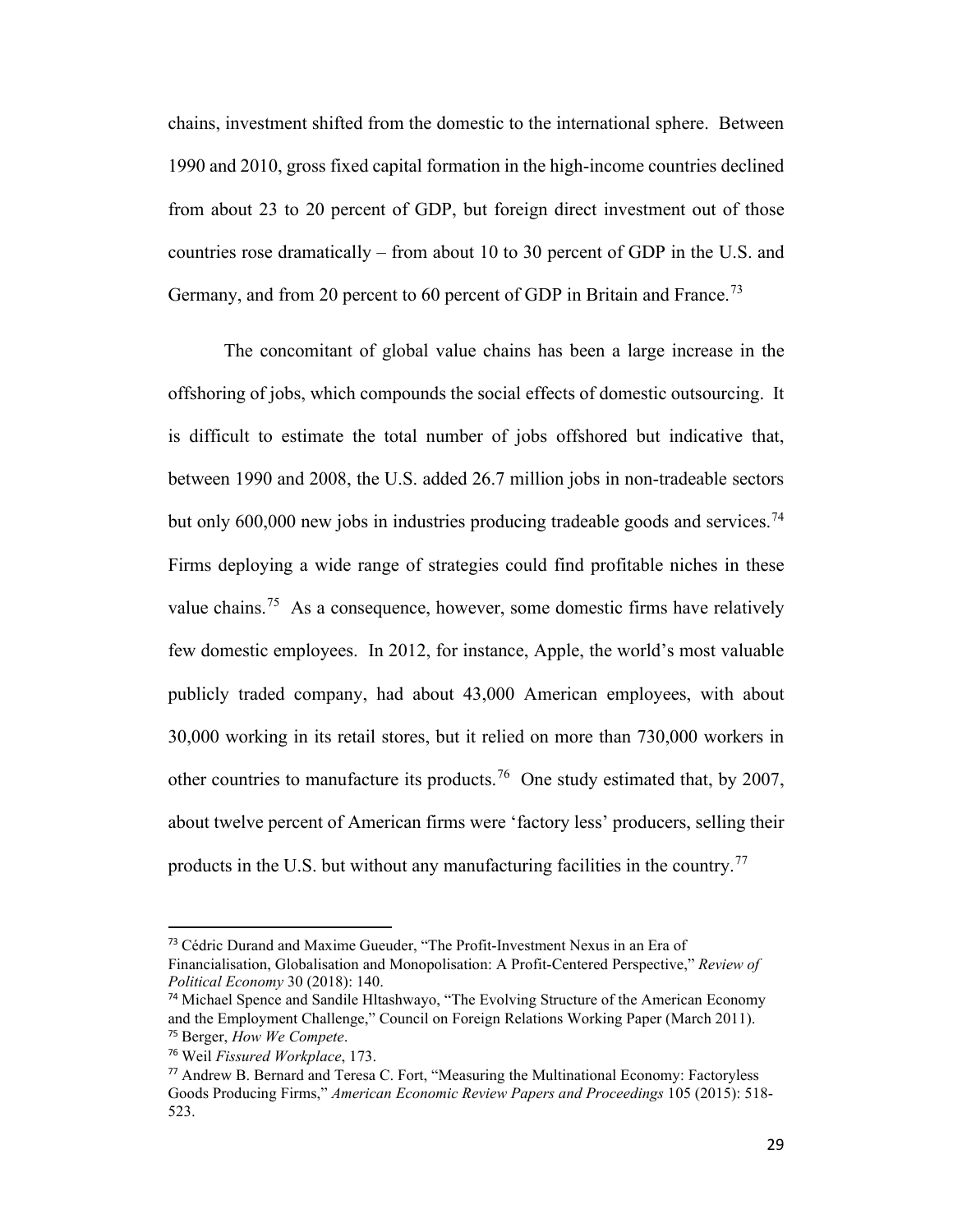chains, investment shifted from the domestic to the international sphere. Between 1990 and 2010, gross fixed capital formation in the high-income countries declined from about 23 to 20 percent of GDP, but foreign direct investment out of those countries rose dramatically – from about 10 to 30 percent of GDP in the U.S. and Germany, and from 20 percent to 60 percent of GDP in Britain and France.[73]

The concomitant of global value chains has been a large increase in the offshoring of jobs, which compounds the social effects of domestic outsourcing. It is difficult to estimate the total number of jobs offshored but indicative that, between 1990 and 2008, the U.S. added 26.7 million jobs in non-tradeable sectors but only 600,000 new jobs in industries producing tradeable goods and services.[74] Firms deploying a wide range of strategies could find profitable niches in these value chains.[75] As a consequence, however, some domestic firms have relatively few domestic employees. In 2012, for instance, Apple, the world's most valuable publicly traded company, had about 43,000 American employees, with about 30,000 working in its retail stores, but it relied on more than 730,000 workers in other countries to manufacture its products.[76] One study estimated that, by 2007, about twelve percent of American firms were 'factory less' producers, selling their products in the U.S. but without any manufacturing facilities in the country.[77]

---

[73] Cédric Durand and Maxime Gueuder, "The Profit-Investment Nexus in an Era of Financialisation, Globalisation and Monopolisation: A Profit-Centered Perspective," *Review of Political Economy* 30 (2018): 140.

[74] Michael Spence and Sandile Hltashwayo, "The Evolving Structure of the American Economy and the Employment Challenge," Council on Foreign Relations Working Paper (March 2011).

[75] Berger, *How We Compete*.

[76] Weil *Fissured Workplace*, 173.

[77] Andrew B. Bernard and Teresa C. Fort, "Measuring the Multinational Economy: Factoryless Goods Producing Firms," *American Economic Review Papers and Proceedings* 105 (2015): 518-523.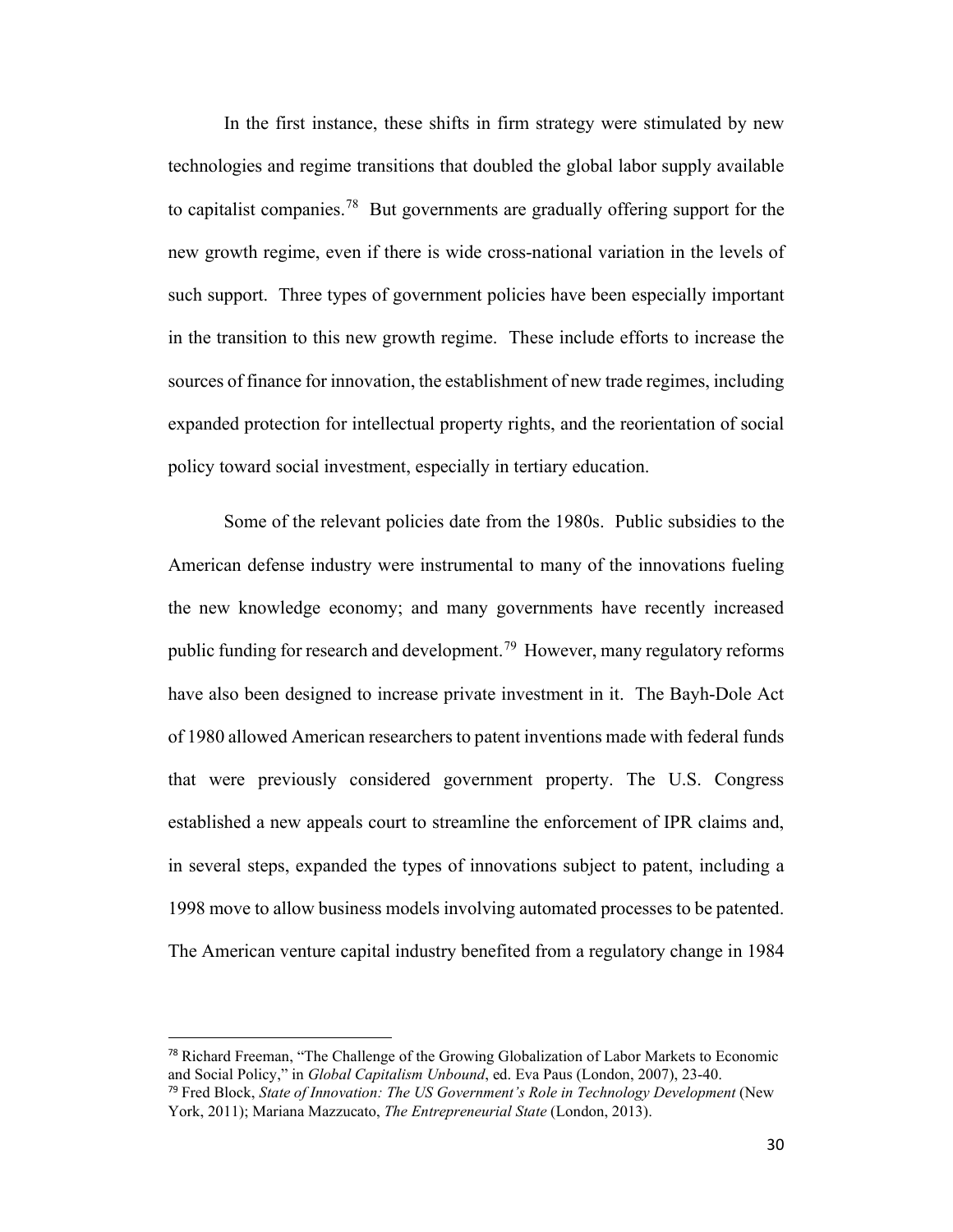In the first instance, these shifts in firm strategy were stimulated by new technologies and regime transitions that doubled the global labor supply available to capitalist companies.[78] But governments are gradually offering support for the new growth regime, even if there is wide cross-national variation in the levels of such support. Three types of government policies have been especially important in the transition to this new growth regime. These include efforts to increase the sources of finance for innovation, the establishment of new trade regimes, including expanded protection for intellectual property rights, and the reorientation of social policy toward social investment, especially in tertiary education.

Some of the relevant policies date from the 1980s. Public subsidies to the American defense industry were instrumental to many of the innovations fueling the new knowledge economy; and many governments have recently increased public funding for research and development.[79] However, many regulatory reforms have also been designed to increase private investment in it. The Bayh-Dole Act of 1980 allowed American researchers to patent inventions made with federal funds that were previously considered government property. The U.S. Congress established a new appeals court to streamline the enforcement of IPR claims and, in several steps, expanded the types of innovations subject to patent, including a 1998 move to allow business models involving automated processes to be patented. The American venture capital industry benefited from a regulatory change in 1984

---

[78] Richard Freeman, "The Challenge of the Growing Globalization of Labor Markets to Economic and Social Policy," in *Global Capitalism Unbound*, ed. Eva Paus (London, 2007), 23-40.

[79] Fred Block, *State of Innovation: The US Government's Role in Technology Development* (New York, 2011); Mariana Mazzucato, *The Entrepreneurial State* (London, 2013).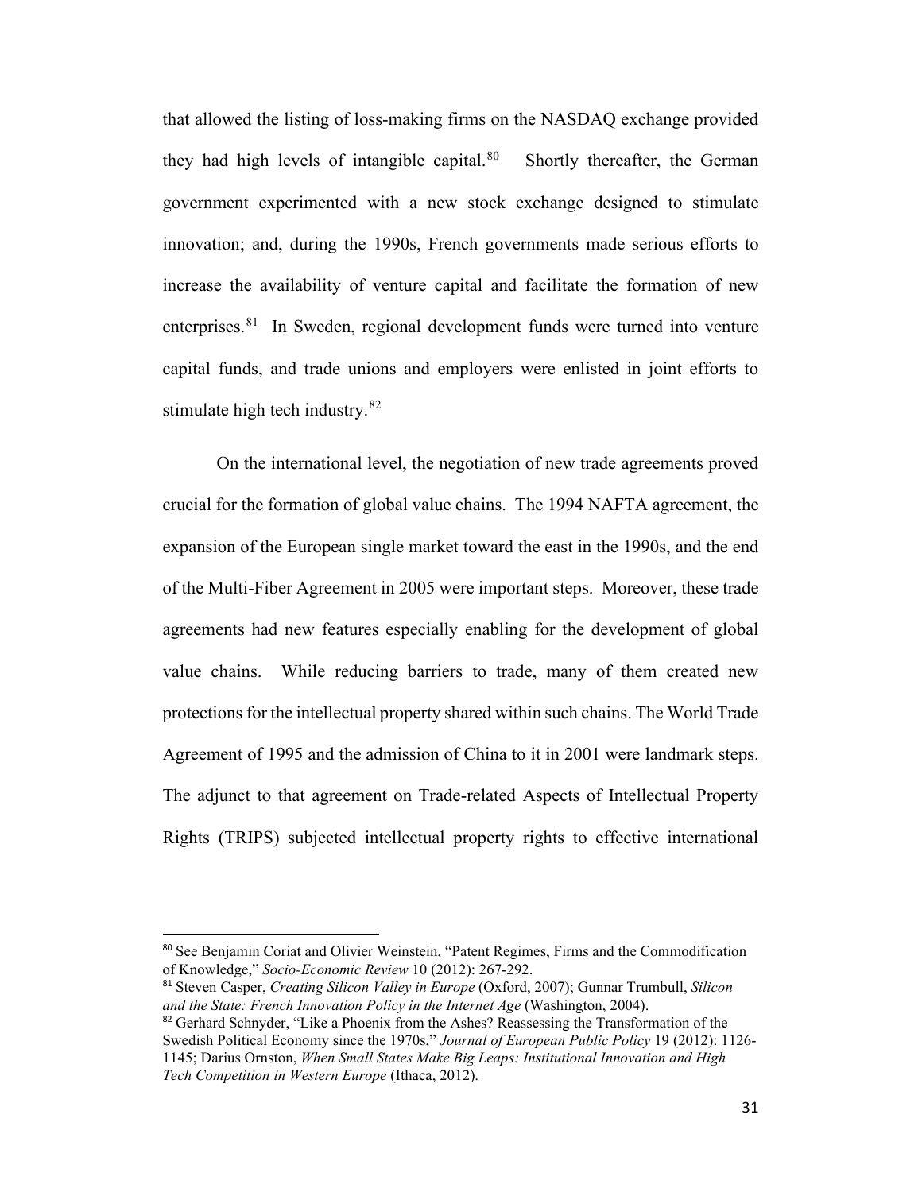that allowed the listing of loss-making firms on the NASDAQ exchange provided they had high levels of intangible capital.[80] Shortly thereafter, the German government experimented with a new stock exchange designed to stimulate innovation; and, during the 1990s, French governments made serious efforts to increase the availability of venture capital and facilitate the formation of new enterprises.[81] In Sweden, regional development funds were turned into venture capital funds, and trade unions and employers were enlisted in joint efforts to stimulate high tech industry.[82]

On the international level, the negotiation of new trade agreements proved crucial for the formation of global value chains. The 1994 NAFTA agreement, the expansion of the European single market toward the east in the 1990s, and the end of the Multi-Fiber Agreement in 2005 were important steps. Moreover, these trade agreements had new features especially enabling for the development of global value chains. While reducing barriers to trade, many of them created new protections for the intellectual property shared within such chains. The World Trade Agreement of 1995 and the admission of China to it in 2001 were landmark steps. The adjunct to that agreement on Trade-related Aspects of Intellectual Property Rights (TRIPS) subjected intellectual property rights to effective international

---

[80] See Benjamin Coriat and Olivier Weinstein, "Patent Regimes, Firms and the Commodification of Knowledge," *Socio-Economic Review* 10 (2012): 267-292.

[81] Steven Casper, *Creating Silicon Valley in Europe* (Oxford, 2007); Gunnar Trumbull, *Silicon and the State: French Innovation Policy in the Internet Age* (Washington, 2004).

[82] Gerhard Schnyder, "Like a Phoenix from the Ashes? Reassessing the Transformation of the Swedish Political Economy since the 1970s," *Journal of European Public Policy* 19 (2012): 1126-1145; Darius Ornston, *When Small States Make Big Leaps: Institutional Innovation and High Tech Competition in Western Europe* (Ithaca, 2012).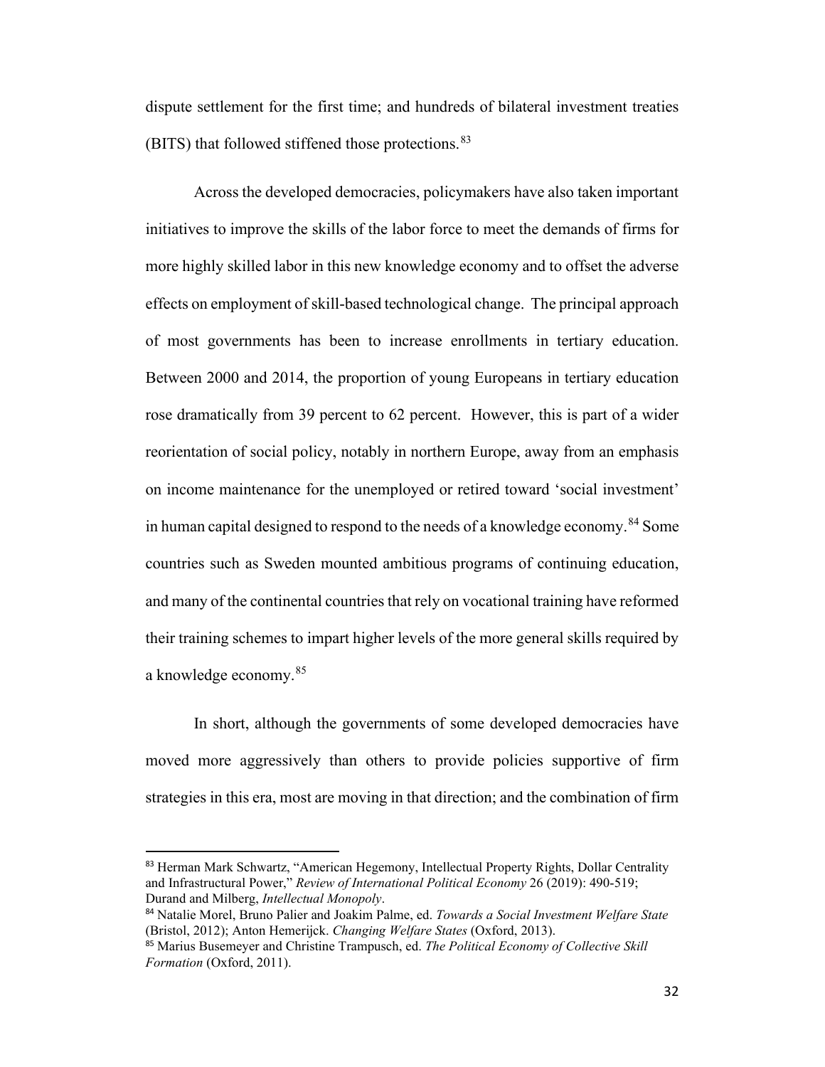dispute settlement for the first time; and hundreds of bilateral investment treaties (BITS) that followed stiffened those protections.[83]

Across the developed democracies, policymakers have also taken important initiatives to improve the skills of the labor force to meet the demands of firms for more highly skilled labor in this new knowledge economy and to offset the adverse effects on employment of skill-based technological change. The principal approach of most governments has been to increase enrollments in tertiary education. Between 2000 and 2014, the proportion of young Europeans in tertiary education rose dramatically from 39 percent to 62 percent. However, this is part of a wider reorientation of social policy, notably in northern Europe, away from an emphasis on income maintenance for the unemployed or retired toward 'social investment' in human capital designed to respond to the needs of a knowledge economy.[84] Some countries such as Sweden mounted ambitious programs of continuing education, and many of the continental countries that rely on vocational training have reformed their training schemes to impart higher levels of the more general skills required by a knowledge economy.[85]

In short, although the governments of some developed democracies have moved more aggressively than others to provide policies supportive of firm strategies in this era, most are moving in that direction; and the combination of firm

---

[83] Herman Mark Schwartz, "American Hegemony, Intellectual Property Rights, Dollar Centrality and Infrastructural Power," *Review of International Political Economy* 26 (2019): 490-519; Durand and Milberg, *Intellectual Monopoly*.

[84] Natalie Morel, Bruno Palier and Joakim Palme, ed. *Towards a Social Investment Welfare State* (Bristol, 2012); Anton Hemerijck. *Changing Welfare States* (Oxford, 2013).

[85] Marius Busemeyer and Christine Trampusch, ed. *The Political Economy of Collective Skill Formation* (Oxford, 2011).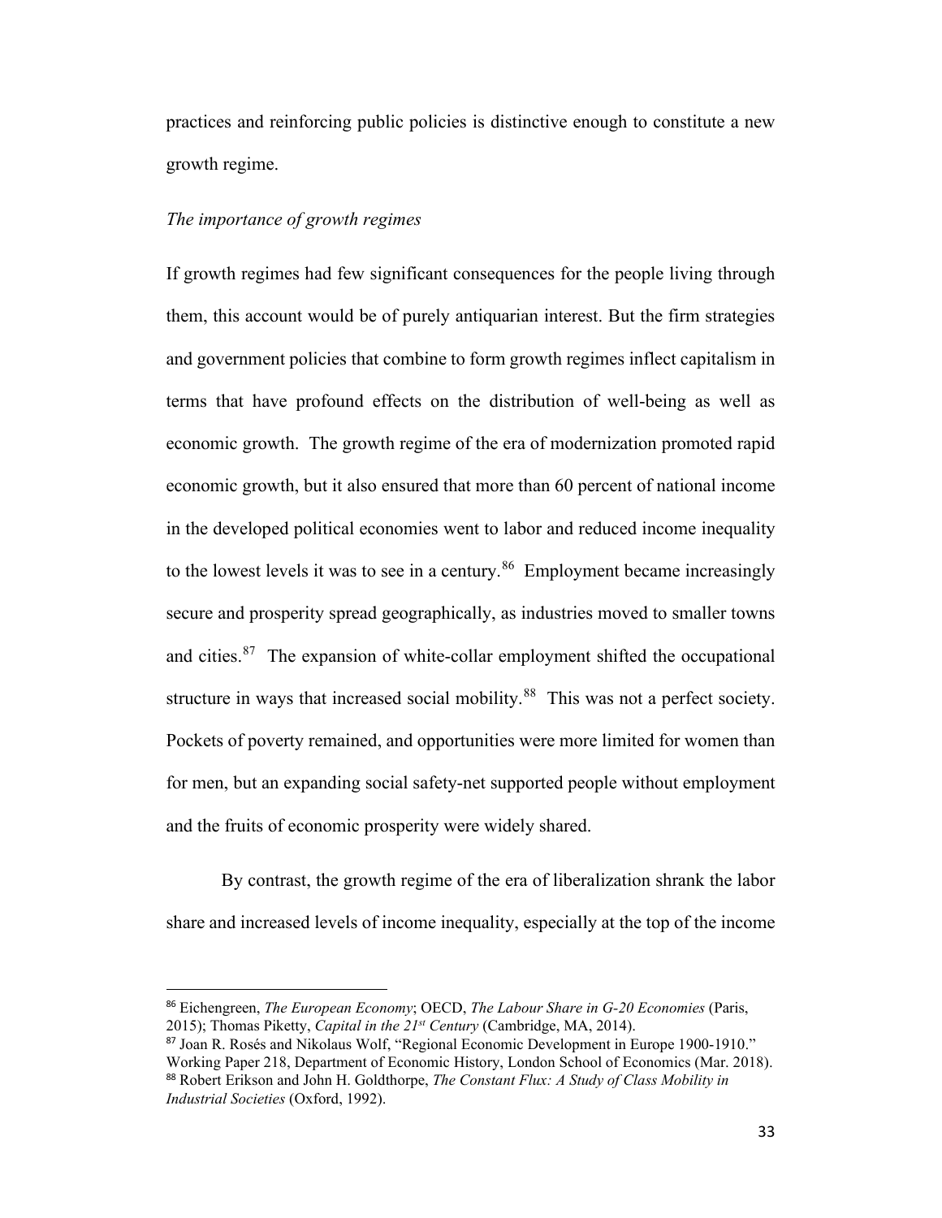practices and reinforcing public policies is distinctive enough to constitute a new growth regime.

*The importance of growth regimes*

If growth regimes had few significant consequences for the people living through them, this account would be of purely antiquarian interest. But the firm strategies and government policies that combine to form growth regimes inflect capitalism in terms that have profound effects on the distribution of well-being as well as economic growth. The growth regime of the era of modernization promoted rapid economic growth, but it also ensured that more than 60 percent of national income in the developed political economies went to labor and reduced income inequality to the lowest levels it was to see in a century.[86] Employment became increasingly secure and prosperity spread geographically, as industries moved to smaller towns and cities.[87] The expansion of white-collar employment shifted the occupational structure in ways that increased social mobility.[88] This was not a perfect society. Pockets of poverty remained, and opportunities were more limited for women than for men, but an expanding social safety-net supported people without employment and the fruits of economic prosperity were widely shared.

By contrast, the growth regime of the era of liberalization shrank the labor share and increased levels of income inequality, especially at the top of the income

---

[86] Eichengreen, *The European Economy*; OECD, *The Labour Share in G-20 Economies* (Paris, 2015); Thomas Piketty, *Capital in the 21st Century* (Cambridge, MA, 2014).

[87] Joan R. Rosés and Nikolaus Wolf, "Regional Economic Development in Europe 1900-1910." Working Paper 218, Department of Economic History, London School of Economics (Mar. 2018).

[88] Robert Erikson and John H. Goldthorpe, *The Constant Flux: A Study of Class Mobility in Industrial Societies* (Oxford, 1992).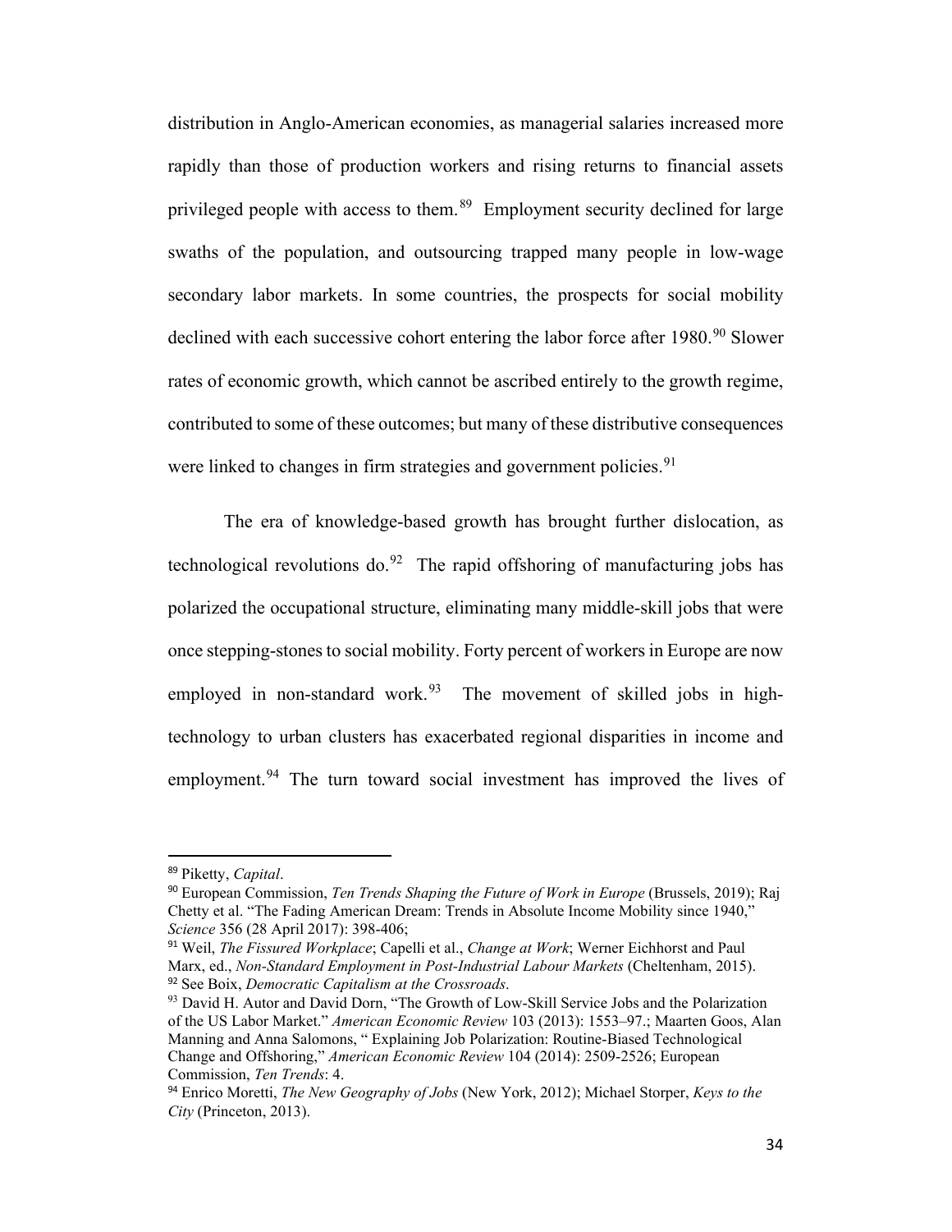distribution in Anglo-American economies, as managerial salaries increased more rapidly than those of production workers and rising returns to financial assets privileged people with access to them.[89] Employment security declined for large swaths of the population, and outsourcing trapped many people in low-wage secondary labor markets. In some countries, the prospects for social mobility declined with each successive cohort entering the labor force after 1980.[90] Slower rates of economic growth, which cannot be ascribed entirely to the growth regime, contributed to some of these outcomes; but many of these distributive consequences were linked to changes in firm strategies and government policies.[91]

The era of knowledge-based growth has brought further dislocation, as technological revolutions do.[92] The rapid offshoring of manufacturing jobs has polarized the occupational structure, eliminating many middle-skill jobs that were once stepping-stones to social mobility. Forty percent of workers in Europe are now employed in non-standard work.[93] The movement of skilled jobs in high-technology to urban clusters has exacerbated regional disparities in income and employment.[94] The turn toward social investment has improved the lives of

---

[89] Piketty, *Capital*.

[90] European Commission, *Ten Trends Shaping the Future of Work in Europe* (Brussels, 2019); Raj Chetty et al. "The Fading American Dream: Trends in Absolute Income Mobility since 1940," *Science* 356 (28 April 2017): 398-406;

[91] Weil, *The Fissured Workplace*; Capelli et al., *Change at Work*; Werner Eichhorst and Paul Marx, ed., *Non-Standard Employment in Post-Industrial Labour Markets* (Cheltenham, 2015).

[92] See Boix, *Democratic Capitalism at the Crossroads*.

[93] David H. Autor and David Dorn, "The Growth of Low-Skill Service Jobs and the Polarization of the US Labor Market." *American Economic Review* 103 (2013): 1553–97.; Maarten Goos, Alan Manning and Anna Salomons, " Explaining Job Polarization: Routine-Biased Technological Change and Offshoring," *American Economic Review* 104 (2014): 2509-2526; European Commission, *Ten Trends*: 4.

[94] Enrico Moretti, *The New Geography of Jobs* (New York, 2012); Michael Storper, *Keys to the City* (Princeton, 2013).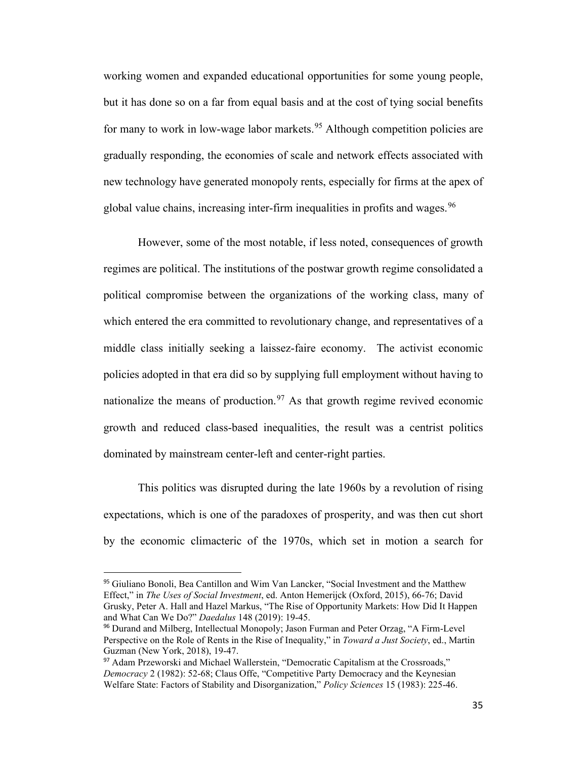working women and expanded educational opportunities for some young people, but it has done so on a far from equal basis and at the cost of tying social benefits for many to work in low-wage labor markets.[95] Although competition policies are gradually responding, the economies of scale and network effects associated with new technology have generated monopoly rents, especially for firms at the apex of global value chains, increasing inter-firm inequalities in profits and wages.[96]

However, some of the most notable, if less noted, consequences of growth regimes are political. The institutions of the postwar growth regime consolidated a political compromise between the organizations of the working class, many of which entered the era committed to revolutionary change, and representatives of a middle class initially seeking a laissez-faire economy. The activist economic policies adopted in that era did so by supplying full employment without having to nationalize the means of production.[97] As that growth regime revived economic growth and reduced class-based inequalities, the result was a centrist politics dominated by mainstream center-left and center-right parties.

This politics was disrupted during the late 1960s by a revolution of rising expectations, which is one of the paradoxes of prosperity, and was then cut short by the economic climacteric of the 1970s, which set in motion a search for

---

[95] Giuliano Bonoli, Bea Cantillon and Wim Van Lancker, "Social Investment and the Matthew Effect," in *The Uses of Social Investment*, ed. Anton Hemerijck (Oxford, 2015), 66-76; David Grusky, Peter A. Hall and Hazel Markus, "The Rise of Opportunity Markets: How Did It Happen and What Can We Do?" *Daedalus* 148 (2019): 19-45.

[96] Durand and Milberg, Intellectual Monopoly; Jason Furman and Peter Orzag, "A Firm-Level Perspective on the Role of Rents in the Rise of Inequality," in *Toward a Just Society*, ed., Martin Guzman (New York, 2018), 19-47.

[97] Adam Przeworski and Michael Wallerstein, "Democratic Capitalism at the Crossroads," *Democracy* 2 (1982): 52-68; Claus Offe, "Competitive Party Democracy and the Keynesian Welfare State: Factors of Stability and Disorganization," *Policy Sciences* 15 (1983): 225-46.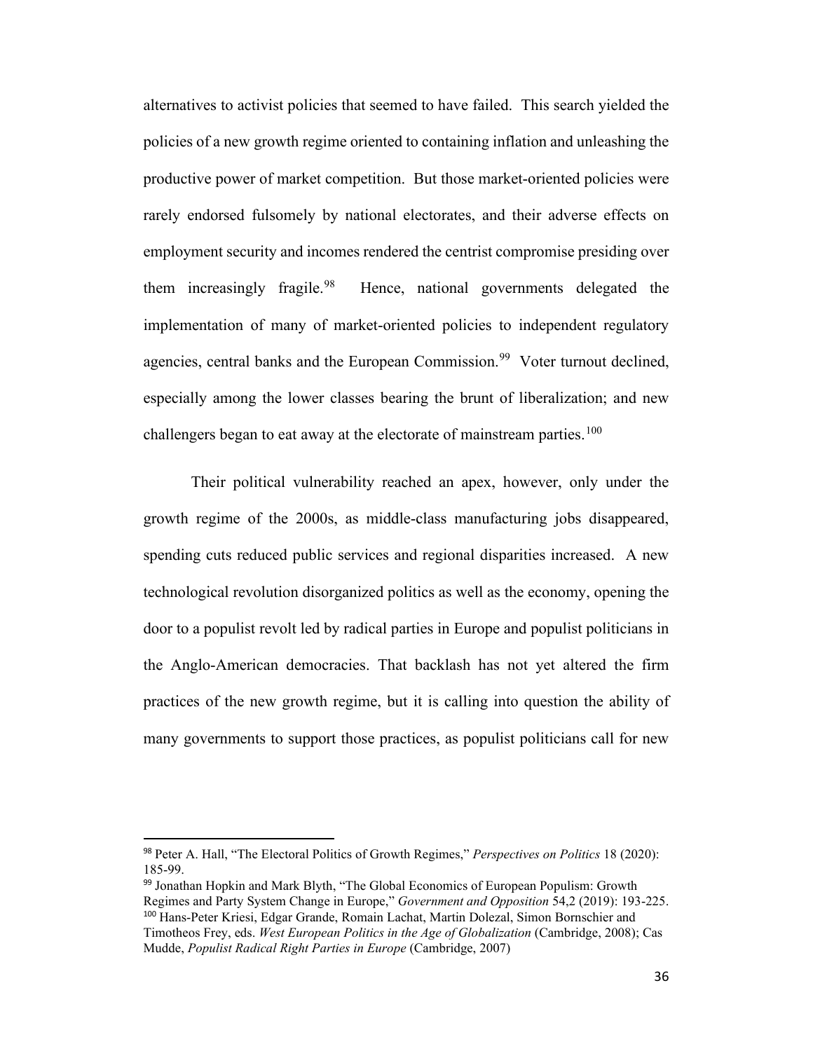alternatives to activist policies that seemed to have failed. This search yielded the policies of a new growth regime oriented to containing inflation and unleashing the productive power of market competition. But those market-oriented policies were rarely endorsed fulsomely by national electorates, and their adverse effects on employment security and incomes rendered the centrist compromise presiding over them increasingly fragile.[98] Hence, national governments delegated the implementation of many of market-oriented policies to independent regulatory agencies, central banks and the European Commission.[99] Voter turnout declined, especially among the lower classes bearing the brunt of liberalization; and new challengers began to eat away at the electorate of mainstream parties.[100]

Their political vulnerability reached an apex, however, only under the growth regime of the 2000s, as middle-class manufacturing jobs disappeared, spending cuts reduced public services and regional disparities increased. A new technological revolution disorganized politics as well as the economy, opening the door to a populist revolt led by radical parties in Europe and populist politicians in the Anglo-American democracies. That backlash has not yet altered the firm practices of the new growth regime, but it is calling into question the ability of many governments to support those practices, as populist politicians call for new

---

[98] Peter A. Hall, "The Electoral Politics of Growth Regimes," *Perspectives on Politics* 18 (2020): 185-99.

[99] Jonathan Hopkin and Mark Blyth, "The Global Economics of European Populism: Growth Regimes and Party System Change in Europe," *Government and Opposition* 54,2 (2019): 193-225.

[100] Hans-Peter Kriesi, Edgar Grande, Romain Lachat, Martin Dolezal, Simon Bornschier and Timotheos Frey, eds. *West European Politics in the Age of Globalization* (Cambridge, 2008); Cas Mudde, *Populist Radical Right Parties in Europe* (Cambridge, 2007)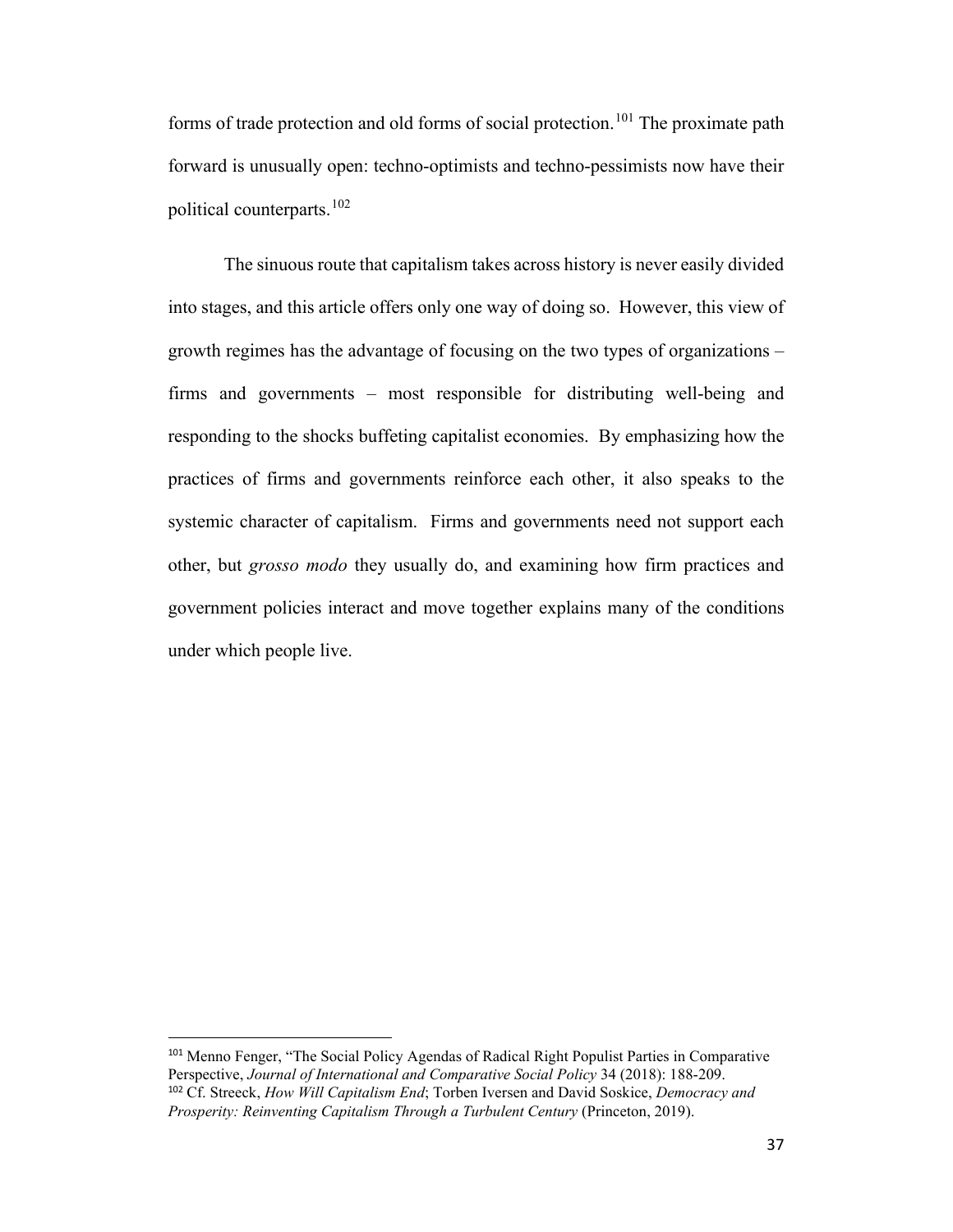forms of trade protection and old forms of social protection.[101] The proximate path forward is unusually open: techno-optimists and techno-pessimists now have their political counterparts.[102]

The sinuous route that capitalism takes across history is never easily divided into stages, and this article offers only one way of doing so. However, this view of growth regimes has the advantage of focusing on the two types of organizations – firms and governments – most responsible for distributing well-being and responding to the shocks buffeting capitalist economies. By emphasizing how the practices of firms and governments reinforce each other, it also speaks to the systemic character of capitalism. Firms and governments need not support each other, but *grosso modo* they usually do, and examining how firm practices and government policies interact and move together explains many of the conditions under which people live.

---

[101] Menno Fenger, "The Social Policy Agendas of Radical Right Populist Parties in Comparative Perspective, *Journal of International and Comparative Social Policy* 34 (2018): 188-209.

[102] Cf. Streeck, *How Will Capitalism End*; Torben Iversen and David Soskice, *Democracy and Prosperity: Reinventing Capitalism Through a Turbulent Century* (Princeton, 2019).